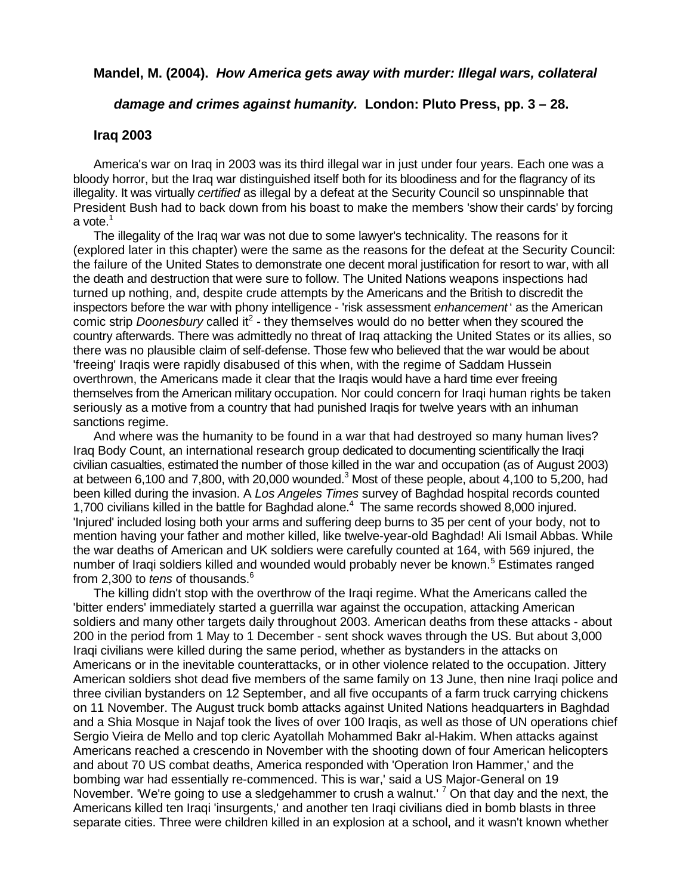**Mandel, M. (2004).** ***How America gets away with murder: Illegal wars, collateral damage and crimes against humanity.*** **London: Pluto Press, pp. 3 – 28.**

### Iraq 2003

America's war on Iraq in 2003 was its third illegal war in just under four years. Each one was a bloody horror, but the Iraq war distinguished itself both for its bloodiness and for the flagrancy of its illegality. It was virtually *certified* as illegal by a defeat at the Security Council so unspinnable that President Bush had to back down from his boast to make the members 'show their cards' by forcing a vote.[1]

The illegality of the Iraq war was not due to some lawyer's technicality. The reasons for it (explored later in this chapter) were the same as the reasons for the defeat at the Security Council: the failure of the United States to demonstrate one decent moral justification for resort to war, with all the death and destruction that were sure to follow. The United Nations weapons inspections had turned up nothing, and, despite crude attempts by the Americans and the British to discredit the inspectors before the war with phony intelligence - 'risk assessment *enhancement*' as the American comic strip *Doonesbury* called it[2] - they themselves would do no better when they scoured the country afterwards. There was admittedly no threat of Iraq attacking the United States or its allies, so there was no plausible claim of self-defense. Those few who believed that the war would be about 'freeing' Iraqis were rapidly disabused of this when, with the regime of Saddam Hussein overthrown, the Americans made it clear that the Iraqis would have a hard time ever freeing themselves from the American military occupation. Nor could concern for Iraqi human rights be taken seriously as a motive from a country that had punished Iraqis for twelve years with an inhuman sanctions regime.

And where was the humanity to be found in a war that had destroyed so many human lives? Iraq Body Count, an international research group dedicated to documenting scientifically the Iraqi civilian casualties, estimated the number of those killed in the war and occupation (as of August 2003) at between 6,100 and 7,800, with 20,000 wounded.[3] Most of these people, about 4,100 to 5,200, had been killed during the invasion. A *Los Angeles Times* survey of Baghdad hospital records counted 1,700 civilians killed in the battle for Baghdad alone.[4] The same records showed 8,000 injured. 'Injured' included losing both your arms and suffering deep burns to 35 per cent of your body, not to mention having your father and mother killed, like twelve-year-old Baghdad! Ali Ismail Abbas. While the war deaths of American and UK soldiers were carefully counted at 164, with 569 injured, the number of Iraqi soldiers killed and wounded would probably never be known.[5] Estimates ranged from 2,300 to *tens* of thousands.[6]

The killing didn't stop with the overthrow of the Iraqi regime. What the Americans called the 'bitter enders' immediately started a guerrilla war against the occupation, attacking American soldiers and many other targets daily throughout 2003. American deaths from these attacks - about 200 in the period from 1 May to 1 December - sent shock waves through the US. But about 3,000 Iraqi civilians were killed during the same period, whether as bystanders in the attacks on Americans or in the inevitable counterattacks, or in other violence related to the occupation. Jittery American soldiers shot dead five members of the same family on 13 June, then nine Iraqi police and three civilian bystanders on 12 September, and all five occupants of a farm truck carrying chickens on 11 November. The August truck bomb attacks against United Nations headquarters in Baghdad and a Shia Mosque in Najaf took the lives of over 100 Iraqis, as well as those of UN operations chief Sergio Vieira de Mello and top cleric Ayatollah Mohammed Bakr al-Hakim. When attacks against Americans reached a crescendo in November with the shooting down of four American helicopters and about 70 US combat deaths, America responded with 'Operation Iron Hammer,' and the bombing war had essentially re-commenced. This is war,' said a US Major-General on 19 November. 'We're going to use a sledgehammer to crush a walnut.'[7] On that day and the next, the Americans killed ten Iraqi 'insurgents,' and another ten Iraqi civilians died in bomb blasts in three separate cities. Three were children killed in an explosion at a school, and it wasn't known whether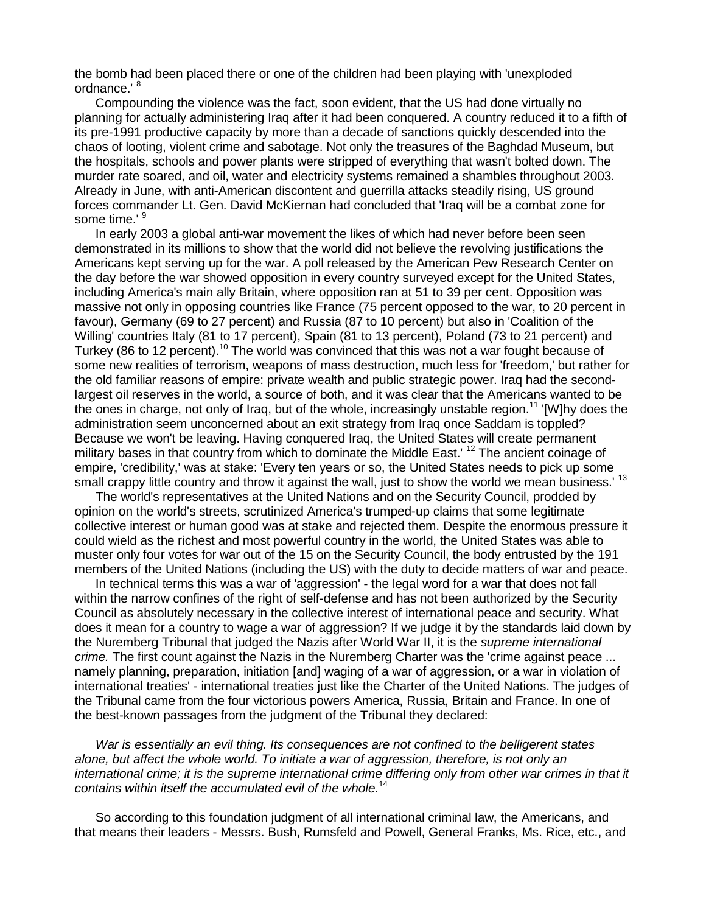the bomb had been placed there or one of the children had been playing with 'unexploded ordnance.' [8]

Compounding the violence was the fact, soon evident, that the US had done virtually no planning for actually administering Iraq after it had been conquered. A country reduced it to a fifth of its pre-1991 productive capacity by more than a decade of sanctions quickly descended into the chaos of looting, violent crime and sabotage. Not only the treasures of the Baghdad Museum, but the hospitals, schools and power plants were stripped of everything that wasn't bolted down. The murder rate soared, and oil, water and electricity systems remained a shambles throughout 2003. Already in June, with anti-American discontent and guerrilla attacks steadily rising, US ground forces commander Lt. Gen. David McKiernan had concluded that 'Iraq will be a combat zone for some time.' [9]

In early 2003 a global anti-war movement the likes of which had never before been seen demonstrated in its millions to show that the world did not believe the revolving justifications the Americans kept serving up for the war. A poll released by the American Pew Research Center on the day before the war showed opposition in every country surveyed except for the United States, including America's main ally Britain, where opposition ran at 51 to 39 per cent. Opposition was massive not only in opposing countries like France (75 percent opposed to the war, to 20 percent in favour), Germany (69 to 27 percent) and Russia (87 to 10 percent) but also in 'Coalition of the Willing' countries Italy (81 to 17 percent), Spain (81 to 13 percent), Poland (73 to 21 percent) and Turkey (86 to 12 percent).[10] The world was convinced that this was not a war fought because of some new realities of terrorism, weapons of mass destruction, much less for 'freedom,' but rather for the old familiar reasons of empire: private wealth and public strategic power. Iraq had the second-largest oil reserves in the world, a source of both, and it was clear that the Americans wanted to be the ones in charge, not only of Iraq, but of the whole, increasingly unstable region.[11] '[W]hy does the administration seem unconcerned about an exit strategy from Iraq once Saddam is toppled? Because we won't be leaving. Having conquered Iraq, the United States will create permanent military bases in that country from which to dominate the Middle East.' [12] The ancient coinage of empire, 'credibility,' was at stake: 'Every ten years or so, the United States needs to pick up some small crappy little country and throw it against the wall, just to show the world we mean business.' [13]

The world's representatives at the United Nations and on the Security Council, prodded by opinion on the world's streets, scrutinized America's trumped-up claims that some legitimate collective interest or human good was at stake and rejected them. Despite the enormous pressure it could wield as the richest and most powerful country in the world, the United States was able to muster only four votes for war out of the 15 on the Security Council, the body entrusted by the 191 members of the United Nations (including the US) with the duty to decide matters of war and peace.

In technical terms this was a war of 'aggression' - the legal word for a war that does not fall within the narrow confines of the right of self-defense and has not been authorized by the Security Council as absolutely necessary in the collective interest of international peace and security. What does it mean for a country to wage a war of aggression? If we judge it by the standards laid down by the Nuremberg Tribunal that judged the Nazis after World War II, it is the *supreme international crime.* The first count against the Nazis in the Nuremberg Charter was the 'crime against peace ... namely planning, preparation, initiation [and] waging of a war of aggression, or a war in violation of international treaties' - international treaties just like the Charter of the United Nations. The judges of the Tribunal came from the four victorious powers America, Russia, Britain and France. In one of the best-known passages from the judgment of the Tribunal they declared:

> *War is essentially an evil thing. Its consequences are not confined to the belligerent states alone, but affect the whole world. To initiate a war of aggression, therefore, is not only an international crime; it is the supreme international crime differing only from other war crimes in that it contains within itself the accumulated evil of the whole.*[14]

So according to this foundation judgment of all international criminal law, the Americans, and that means their leaders - Messrs. Bush, Rumsfeld and Powell, General Franks, Ms. Rice, etc., and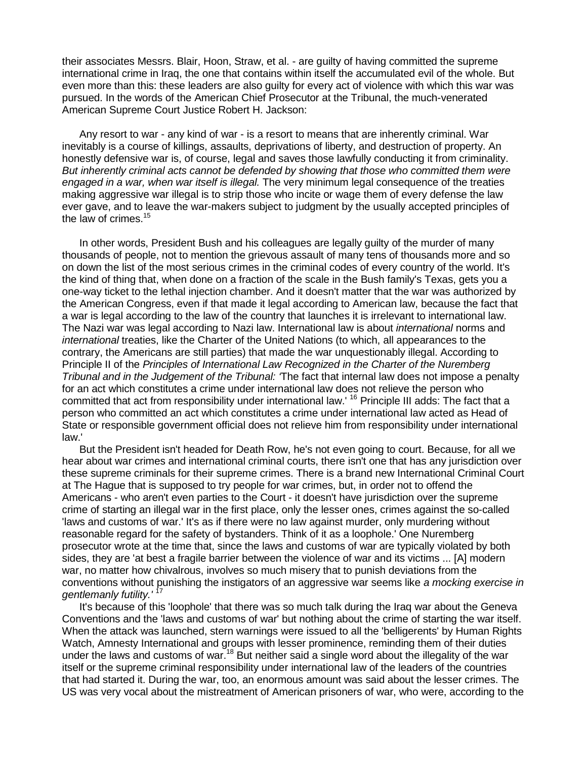their associates Messrs. Blair, Hoon, Straw, et al. - are guilty of having committed the supreme international crime in Iraq, the one that contains within itself the accumulated evil of the whole. But even more than this: these leaders are also guilty for every act of violence with which this war was pursued. In the words of the American Chief Prosecutor at the Tribunal, the much-venerated American Supreme Court Justice Robert H. Jackson:

> Any resort to war - any kind of war - is a resort to means that are inherently criminal. War inevitably is a course of killings, assaults, deprivations of liberty, and destruction of property. An honestly defensive war is, of course, legal and saves those lawfully conducting it from criminality. *But inherently criminal acts cannot be defended by showing that those who committed them were engaged in a war, when war itself is illegal.* The very minimum legal consequence of the treaties making aggressive war illegal is to strip those who incite or wage them of every defense the law ever gave, and to leave the war-makers subject to judgment by the usually accepted principles of the law of crimes.[15]

In other words, President Bush and his colleagues are legally guilty of the murder of many thousands of people, not to mention the grievous assault of many tens of thousands more and so on down the list of the most serious crimes in the criminal codes of every country of the world. It's the kind of thing that, when done on a fraction of the scale in the Bush family's Texas, gets you a one-way ticket to the lethal injection chamber. And it doesn't matter that the war was authorized by the American Congress, even if that made it legal according to American law, because the fact that a war is legal according to the law of the country that launches it is irrelevant to international law. The Nazi war was legal according to Nazi law. International law is about *international* norms and *international* treaties, like the Charter of the United Nations (to which, all appearances to the contrary, the Americans are still parties) that made the war unquestionably illegal. According to Principle II of the *Principles of International Law Recognized in the Charter of the Nuremberg Tribunal and in the Judgement of the Tribunal:* 'The fact that internal law does not impose a penalty for an act which constitutes a crime under international law does not relieve the person who committed that act from responsibility under international law.'[16] Principle III adds: The fact that a person who committed an act which constitutes a crime under international law acted as Head of State or responsible government official does not relieve him from responsibility under international law.'

But the President isn't headed for Death Row, he's not even going to court. Because, for all we hear about war crimes and international criminal courts, there isn't one that has any jurisdiction over these supreme criminals for their supreme crimes. There is a brand new International Criminal Court at The Hague that is supposed to try people for war crimes, but, in order not to offend the Americans - who aren't even parties to the Court - it doesn't have jurisdiction over the supreme crime of starting an illegal war in the first place, only the lesser ones, crimes against the so-called 'laws and customs of war.' It's as if there were no law against murder, only murdering without reasonable regard for the safety of bystanders. Think of it as a loophole.' One Nuremberg prosecutor wrote at the time that, since the laws and customs of war are typically violated by both sides, they are 'at best a fragile barrier between the violence of war and its victims ... [A] modern war, no matter how chivalrous, involves so much misery that to punish deviations from the conventions without punishing the instigators of an aggressive war seems like *a mocking exercise in gentlemanly futility.'*[17]

It's because of this 'loophole' that there was so much talk during the Iraq war about the Geneva Conventions and the 'laws and customs of war' but nothing about the crime of starting the war itself. When the attack was launched, stern warnings were issued to all the 'belligerents' by Human Rights Watch, Amnesty International and groups with lesser prominence, reminding them of their duties under the laws and customs of war.[18] But neither said a single word about the illegality of the war itself or the supreme criminal responsibility under international law of the leaders of the countries that had started it. During the war, too, an enormous amount was said about the lesser crimes. The US was very vocal about the mistreatment of American prisoners of war, who were, according to the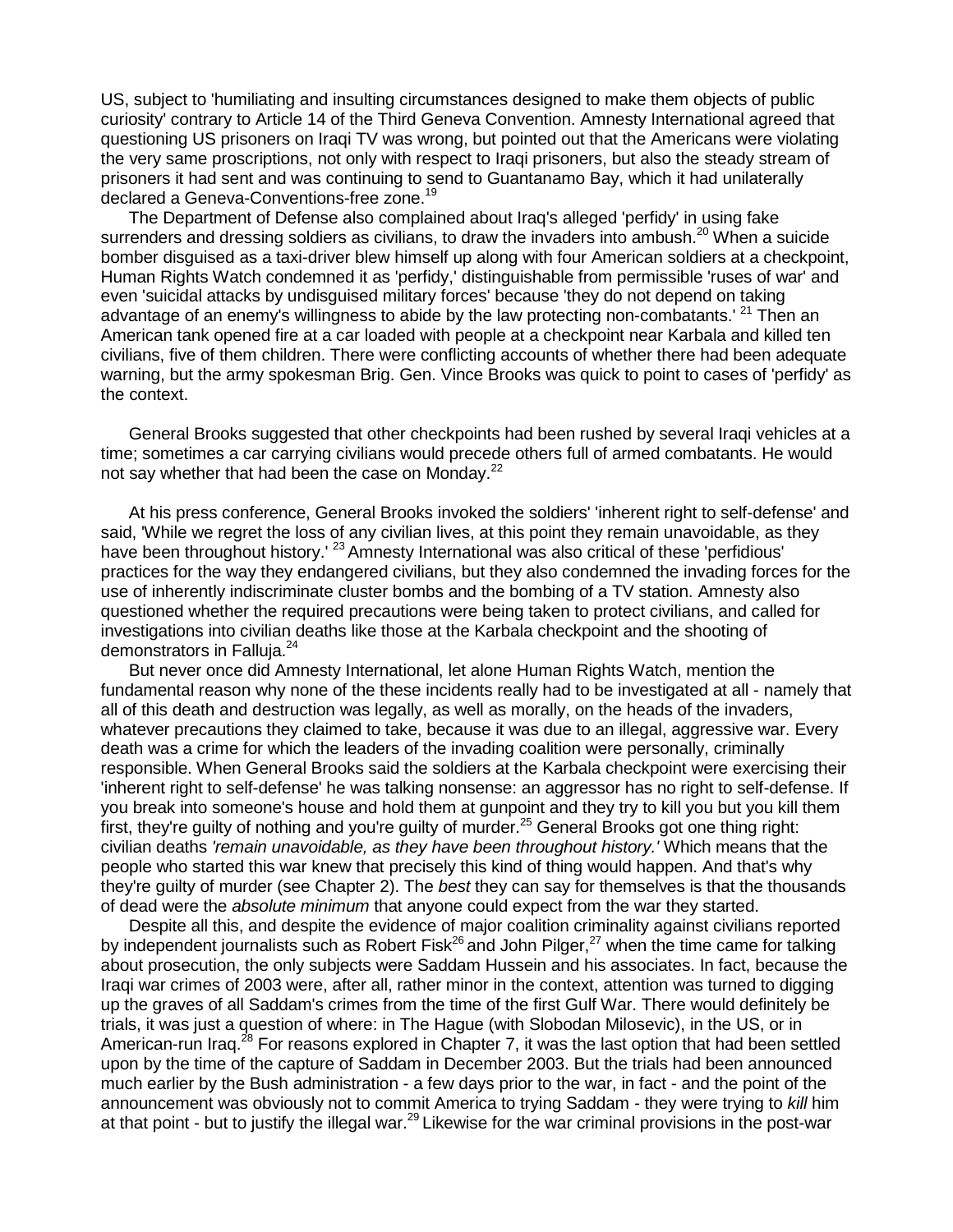US, subject to 'humiliating and insulting circumstances designed to make them objects of public curiosity' contrary to Article 14 of the Third Geneva Convention. Amnesty International agreed that questioning US prisoners on Iraqi TV was wrong, but pointed out that the Americans were violating the very same proscriptions, not only with respect to Iraqi prisoners, but also the steady stream of prisoners it had sent and was continuing to send to Guantanamo Bay, which it had unilaterally declared a Geneva-Conventions-free zone.[19]

The Department of Defense also complained about Iraq's alleged 'perfidy' in using fake surrenders and dressing soldiers as civilians, to draw the invaders into ambush.[20] When a suicide bomber disguised as a taxi-driver blew himself up along with four American soldiers at a checkpoint, Human Rights Watch condemned it as 'perfidy,' distinguishable from permissible 'ruses of war' and even 'suicidal attacks by undisguised military forces' because 'they do not depend on taking advantage of an enemy's willingness to abide by the law protecting non-combatants.' [21] Then an American tank opened fire at a car loaded with people at a checkpoint near Karbala and killed ten civilians, five of them children. There were conflicting accounts of whether there had been adequate warning, but the army spokesman Brig. Gen. Vince Brooks was quick to point to cases of 'perfidy' as the context.

> General Brooks suggested that other checkpoints had been rushed by several Iraqi vehicles at a time; sometimes a car carrying civilians would precede others full of armed combatants. He would not say whether that had been the case on Monday.[22]

At his press conference, General Brooks invoked the soldiers' 'inherent right to self-defense' and said, 'While we regret the loss of any civilian lives, at this point they remain unavoidable, as they have been throughout history.' [23] Amnesty International was also critical of these 'perfidious' practices for the way they endangered civilians, but they also condemned the invading forces for the use of inherently indiscriminate cluster bombs and the bombing of a TV station. Amnesty also questioned whether the required precautions were being taken to protect civilians, and called for investigations into civilian deaths like those at the Karbala checkpoint and the shooting of demonstrators in Falluja.[24]

But never once did Amnesty International, let alone Human Rights Watch, mention the fundamental reason why none of the these incidents really had to be investigated at all - namely that all of this death and destruction was legally, as well as morally, on the heads of the invaders, whatever precautions they claimed to take, because it was due to an illegal, aggressive war. Every death was a crime for which the leaders of the invading coalition were personally, criminally responsible. When General Brooks said the soldiers at the Karbala checkpoint were exercising their 'inherent right to self-defense' he was talking nonsense: an aggressor has no right to self-defense. If you break into someone's house and hold them at gunpoint and they try to kill you but you kill them first, they're guilty of nothing and you're guilty of murder.[25] General Brooks got one thing right: civilian deaths *'remain unavoidable, as they have been throughout history.'* Which means that the people who started this war knew that precisely this kind of thing would happen. And that's why they're guilty of murder (see Chapter 2). The *best* they can say for themselves is that the thousands of dead were the *absolute minimum* that anyone could expect from the war they started.

Despite all this, and despite the evidence of major coalition criminality against civilians reported by independent journalists such as Robert Fisk[26] and John Pilger,[27] when the time came for talking about prosecution, the only subjects were Saddam Hussein and his associates. In fact, because the Iraqi war crimes of 2003 were, after all, rather minor in the context, attention was turned to digging up the graves of all Saddam's crimes from the time of the first Gulf War. There would definitely be trials, it was just a question of where: in The Hague (with Slobodan Milosevic), in the US, or in American-run Iraq.[28] For reasons explored in Chapter 7, it was the last option that had been settled upon by the time of the capture of Saddam in December 2003. But the trials had been announced much earlier by the Bush administration - a few days prior to the war, in fact - and the point of the announcement was obviously not to commit America to trying Saddam - they were trying to *kill* him at that point - but to justify the illegal war.[29] Likewise for the war criminal provisions in the post-war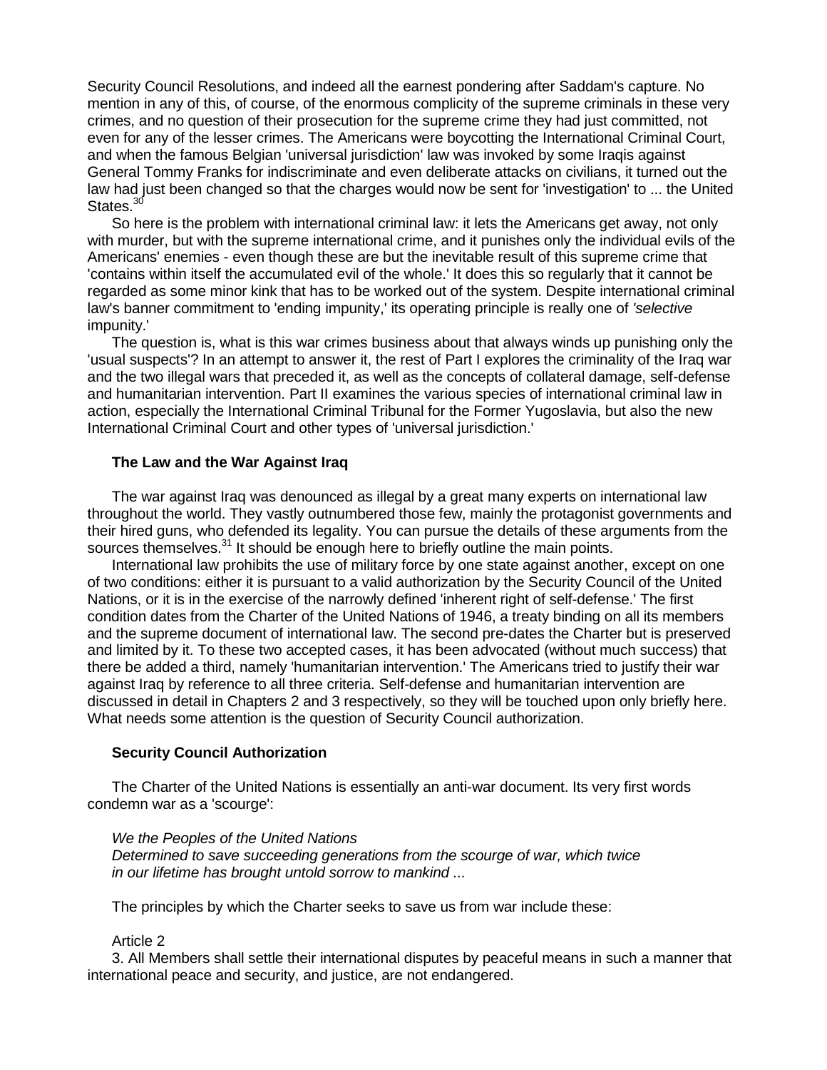Security Council Resolutions, and indeed all the earnest pondering after Saddam's capture. No mention in any of this, of course, of the enormous complicity of the supreme criminals in these very crimes, and no question of their prosecution for the supreme crime they had just committed, not even for any of the lesser crimes. The Americans were boycotting the International Criminal Court, and when the famous Belgian 'universal jurisdiction' law was invoked by some Iraqis against General Tommy Franks for indiscriminate and even deliberate attacks on civilians, it turned out the law had just been changed so that the charges would now be sent for 'investigation' to ... the United States.[30]

So here is the problem with international criminal law: it lets the Americans get away, not only with murder, but with the supreme international crime, and it punishes only the individual evils of the Americans' enemies - even though these are but the inevitable result of this supreme crime that 'contains within itself the accumulated evil of the whole.' It does this so regularly that it cannot be regarded as some minor kink that has to be worked out of the system. Despite international criminal law's banner commitment to 'ending impunity,' its operating principle is really one of *'selective* impunity.'

The question is, what is this war crimes business about that always winds up punishing only the 'usual suspects'? In an attempt to answer it, the rest of Part I explores the criminality of the Iraq war and the two illegal wars that preceded it, as well as the concepts of collateral damage, self-defense and humanitarian intervention. Part II examines the various species of international criminal law in action, especially the International Criminal Tribunal for the Former Yugoslavia, but also the new International Criminal Court and other types of 'universal jurisdiction.'

### The Law and the War Against Iraq

The war against Iraq was denounced as illegal by a great many experts on international law throughout the world. They vastly outnumbered those few, mainly the protagonist governments and their hired guns, who defended its legality. You can pursue the details of these arguments from the sources themselves.[31] It should be enough here to briefly outline the main points.

International law prohibits the use of military force by one state against another, except on one of two conditions: either it is pursuant to a valid authorization by the Security Council of the United Nations, or it is in the exercise of the narrowly defined 'inherent right of self-defense.' The first condition dates from the Charter of the United Nations of 1946, a treaty binding on all its members and the supreme document of international law. The second pre-dates the Charter but is preserved and limited by it. To these two accepted cases, it has been advocated (without much success) that there be added a third, namely 'humanitarian intervention.' The Americans tried to justify their war against Iraq by reference to all three criteria. Self-defense and humanitarian intervention are discussed in detail in Chapters 2 and 3 respectively, so they will be touched upon only briefly here. What needs some attention is the question of Security Council authorization.

### Security Council Authorization

The Charter of the United Nations is essentially an anti-war document. Its very first words condemn war as a 'scourge':

> *We the Peoples of the United Nations*
> *Determined to save succeeding generations from the scourge of war, which twice in our lifetime has brought untold sorrow to mankind ...*

The principles by which the Charter seeks to save us from war include these:

Article 2

3. All Members shall settle their international disputes by peaceful means in such a manner that international peace and security, and justice, are not endangered.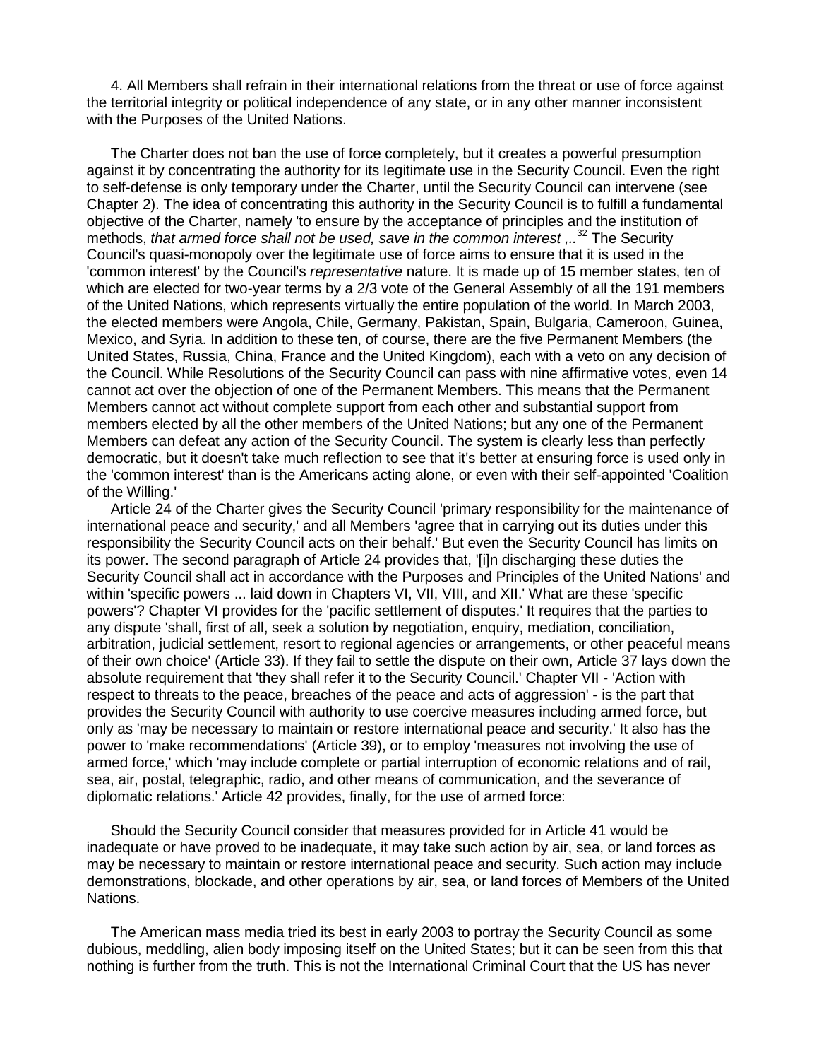4. All Members shall refrain in their international relations from the threat or use of force against the territorial integrity or political independence of any state, or in any other manner inconsistent with the Purposes of the United Nations.

The Charter does not ban the use of force completely, but it creates a powerful presumption against it by concentrating the authority for its legitimate use in the Security Council. Even the right to self-defense is only temporary under the Charter, until the Security Council can intervene (see Chapter 2). The idea of concentrating this authority in the Security Council is to fulfill a fundamental objective of the Charter, namely 'to ensure by the acceptance of principles and the institution of methods, *that armed force shall not be used, save in the common interest ,..*[32] The Security Council's quasi-monopoly over the legitimate use of force aims to ensure that it is used in the 'common interest' by the Council's *representative* nature. It is made up of 15 member states, ten of which are elected for two-year terms by a 2/3 vote of the General Assembly of all the 191 members of the United Nations, which represents virtually the entire population of the world. In March 2003, the elected members were Angola, Chile, Germany, Pakistan, Spain, Bulgaria, Cameroon, Guinea, Mexico, and Syria. In addition to these ten, of course, there are the five Permanent Members (the United States, Russia, China, France and the United Kingdom), each with a veto on any decision of the Council. While Resolutions of the Security Council can pass with nine affirmative votes, even 14 cannot act over the objection of one of the Permanent Members. This means that the Permanent Members cannot act without complete support from each other and substantial support from members elected by all the other members of the United Nations; but any one of the Permanent Members can defeat any action of the Security Council. The system is clearly less than perfectly democratic, but it doesn't take much reflection to see that it's better at ensuring force is used only in the 'common interest' than is the Americans acting alone, or even with their self-appointed 'Coalition of the Willing.'

Article 24 of the Charter gives the Security Council 'primary responsibility for the maintenance of international peace and security,' and all Members 'agree that in carrying out its duties under this responsibility the Security Council acts on their behalf.' But even the Security Council has limits on its power. The second paragraph of Article 24 provides that, '[i]n discharging these duties the Security Council shall act in accordance with the Purposes and Principles of the United Nations' and within 'specific powers ... laid down in Chapters VI, VII, VIII, and XII.' What are these 'specific powers'? Chapter VI provides for the 'pacific settlement of disputes.' It requires that the parties to any dispute 'shall, first of all, seek a solution by negotiation, enquiry, mediation, conciliation, arbitration, judicial settlement, resort to regional agencies or arrangements, or other peaceful means of their own choice' (Article 33). If they fail to settle the dispute on their own, Article 37 lays down the absolute requirement that 'they shall refer it to the Security Council.' Chapter VII - 'Action with respect to threats to the peace, breaches of the peace and acts of aggression' - is the part that provides the Security Council with authority to use coercive measures including armed force, but only as 'may be necessary to maintain or restore international peace and security.' It also has the power to 'make recommendations' (Article 39), or to employ 'measures not involving the use of armed force,' which 'may include complete or partial interruption of economic relations and of rail, sea, air, postal, telegraphic, radio, and other means of communication, and the severance of diplomatic relations.' Article 42 provides, finally, for the use of armed force:

Should the Security Council consider that measures provided for in Article 41 would be inadequate or have proved to be inadequate, it may take such action by air, sea, or land forces as may be necessary to maintain or restore international peace and security. Such action may include demonstrations, blockade, and other operations by air, sea, or land forces of Members of the United Nations.

The American mass media tried its best in early 2003 to portray the Security Council as some dubious, meddling, alien body imposing itself on the United States; but it can be seen from this that nothing is further from the truth. This is not the International Criminal Court that the US has never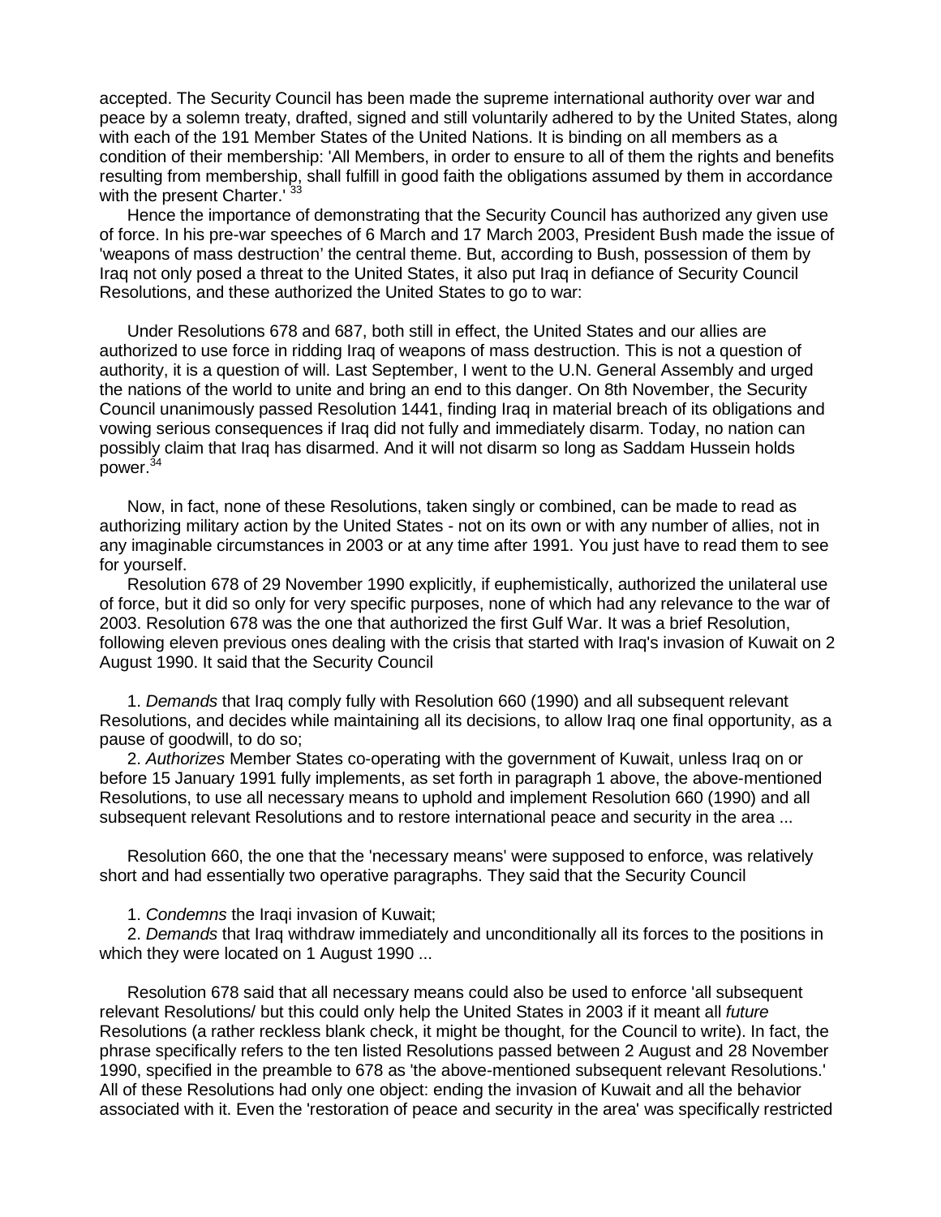accepted. The Security Council has been made the supreme international authority over war and peace by a solemn treaty, drafted, signed and still voluntarily adhered to by the United States, along with each of the 191 Member States of the United Nations. It is binding on all members as a condition of their membership: 'All Members, in order to ensure to all of them the rights and benefits resulting from membership, shall fulfill in good faith the obligations assumed by them in accordance with the present Charter.' [33]

Hence the importance of demonstrating that the Security Council has authorized any given use of force. In his pre-war speeches of 6 March and 17 March 2003, President Bush made the issue of 'weapons of mass destruction' the central theme. But, according to Bush, possession of them by Iraq not only posed a threat to the United States, it also put Iraq in defiance of Security Council Resolutions, and these authorized the United States to go to war:

> Under Resolutions 678 and 687, both still in effect, the United States and our allies are authorized to use force in ridding Iraq of weapons of mass destruction. This is not a question of authority, it is a question of will. Last September, I went to the U.N. General Assembly and urged the nations of the world to unite and bring an end to this danger. On 8th November, the Security Council unanimously passed Resolution 1441, finding Iraq in material breach of its obligations and vowing serious consequences if Iraq did not fully and immediately disarm. Today, no nation can possibly claim that Iraq has disarmed. And it will not disarm so long as Saddam Hussein holds power.[34]

Now, in fact, none of these Resolutions, taken singly or combined, can be made to read as authorizing military action by the United States - not on its own or with any number of allies, not in any imaginable circumstances in 2003 or at any time after 1991. You just have to read them to see for yourself.

Resolution 678 of 29 November 1990 explicitly, if euphemistically, authorized the unilateral use of force, but it did so only for very specific purposes, none of which had any relevance to the war of 2003. Resolution 678 was the one that authorized the first Gulf War. It was a brief Resolution, following eleven previous ones dealing with the crisis that started with Iraq's invasion of Kuwait on 2 August 1990. It said that the Security Council

> 1. *Demands* that Iraq comply fully with Resolution 660 (1990) and all subsequent relevant Resolutions, and decides while maintaining all its decisions, to allow Iraq one final opportunity, as a pause of goodwill, to do so;
>
> 2. *Authorizes* Member States co-operating with the government of Kuwait, unless Iraq on or before 15 January 1991 fully implements, as set forth in paragraph 1 above, the above-mentioned Resolutions, to use all necessary means to uphold and implement Resolution 660 (1990) and all subsequent relevant Resolutions and to restore international peace and security in the area ...

Resolution 660, the one that the 'necessary means' were supposed to enforce, was relatively short and had essentially two operative paragraphs. They said that the Security Council

> 1. *Condemns* the Iraqi invasion of Kuwait;
>
> 2. *Demands* that Iraq withdraw immediately and unconditionally all its forces to the positions in which they were located on 1 August 1990 ...

Resolution 678 said that all necessary means could also be used to enforce 'all subsequent relevant Resolutions/ but this could only help the United States in 2003 if it meant all *future* Resolutions (a rather reckless blank check, it might be thought, for the Council to write). In fact, the phrase specifically refers to the ten listed Resolutions passed between 2 August and 28 November 1990, specified in the preamble to 678 as 'the above-mentioned subsequent relevant Resolutions.' All of these Resolutions had only one object: ending the invasion of Kuwait and all the behavior associated with it. Even the 'restoration of peace and security in the area' was specifically restricted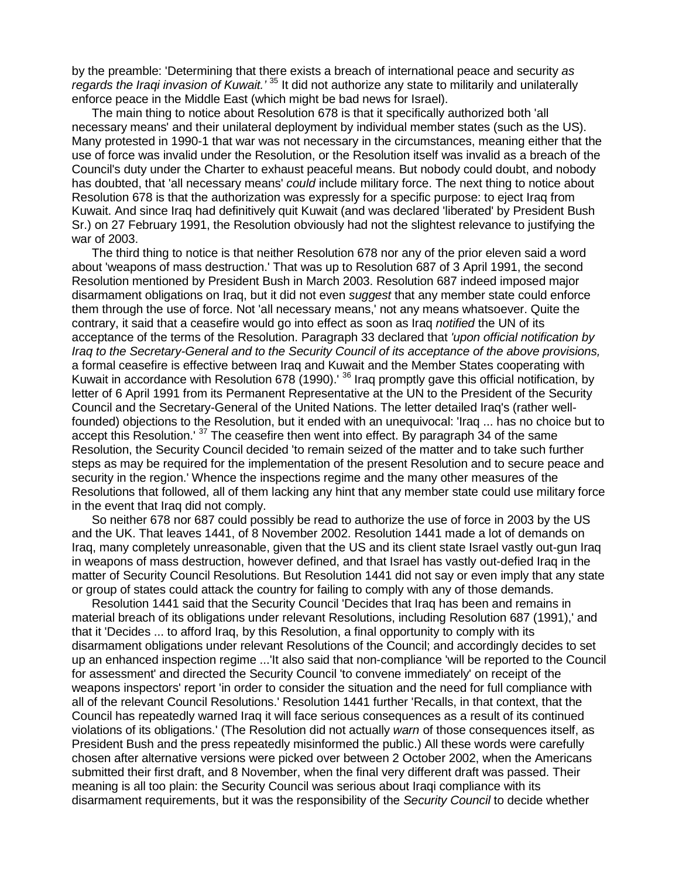by the preamble: 'Determining that there exists a breach of international peace and security *as regards the Iraqi invasion of Kuwait.'* [35] It did not authorize any state to militarily and unilaterally enforce peace in the Middle East (which might be bad news for Israel).

The main thing to notice about Resolution 678 is that it specifically authorized both 'all necessary means' and their unilateral deployment by individual member states (such as the US). Many protested in 1990-1 that war was not necessary in the circumstances, meaning either that the use of force was invalid under the Resolution, or the Resolution itself was invalid as a breach of the Council's duty under the Charter to exhaust peaceful means. But nobody could doubt, and nobody has doubted, that 'all necessary means' *could* include military force. The next thing to notice about Resolution 678 is that the authorization was expressly for a specific purpose: to eject Iraq from Kuwait. And since Iraq had definitively quit Kuwait (and was declared 'liberated' by President Bush Sr.) on 27 February 1991, the Resolution obviously had not the slightest relevance to justifying the war of 2003.

The third thing to notice is that neither Resolution 678 nor any of the prior eleven said a word about 'weapons of mass destruction.' That was up to Resolution 687 of 3 April 1991, the second Resolution mentioned by President Bush in March 2003. Resolution 687 indeed imposed major disarmament obligations on Iraq, but it did not even *suggest* that any member state could enforce them through the use of force. Not 'all necessary means,' not any means whatsoever. Quite the contrary, it said that a ceasefire would go into effect as soon as Iraq *notified* the UN of its acceptance of the terms of the Resolution. Paragraph 33 declared that *'upon official notification by Iraq to the Secretary-General and to the Security Council of its acceptance of the above provisions,* a formal ceasefire is effective between Iraq and Kuwait and the Member States cooperating with Kuwait in accordance with Resolution 678 (1990).' [36] Iraq promptly gave this official notification, by letter of 6 April 1991 from its Permanent Representative at the UN to the President of the Security Council and the Secretary-General of the United Nations. The letter detailed Iraq's (rather well-founded) objections to the Resolution, but it ended with an unequivocal: 'Iraq ... has no choice but to accept this Resolution.' [37] The ceasefire then went into effect. By paragraph 34 of the same Resolution, the Security Council decided 'to remain seized of the matter and to take such further steps as may be required for the implementation of the present Resolution and to secure peace and security in the region.' Whence the inspections regime and the many other measures of the Resolutions that followed, all of them lacking any hint that any member state could use military force in the event that Iraq did not comply.

So neither 678 nor 687 could possibly be read to authorize the use of force in 2003 by the US and the UK. That leaves 1441, of 8 November 2002. Resolution 1441 made a lot of demands on Iraq, many completely unreasonable, given that the US and its client state Israel vastly out-gun Iraq in weapons of mass destruction, however defined, and that Israel has vastly out-defied Iraq in the matter of Security Council Resolutions. But Resolution 1441 did not say or even imply that any state or group of states could attack the country for failing to comply with any of those demands.

Resolution 1441 said that the Security Council 'Decides that Iraq has been and remains in material breach of its obligations under relevant Resolutions, including Resolution 687 (1991),' and that it 'Decides ... to afford Iraq, by this Resolution, a final opportunity to comply with its disarmament obligations under relevant Resolutions of the Council; and accordingly decides to set up an enhanced inspection regime ...'It also said that non-compliance 'will be reported to the Council for assessment' and directed the Security Council 'to convene immediately' on receipt of the weapons inspectors' report 'in order to consider the situation and the need for full compliance with all of the relevant Council Resolutions.' Resolution 1441 further 'Recalls, in that context, that the Council has repeatedly warned Iraq it will face serious consequences as a result of its continued violations of its obligations.' (The Resolution did not actually *warn* of those consequences itself, as President Bush and the press repeatedly misinformed the public.) All these words were carefully chosen after alternative versions were picked over between 2 October 2002, when the Americans submitted their first draft, and 8 November, when the final very different draft was passed. Their meaning is all too plain: the Security Council was serious about Iraqi compliance with its disarmament requirements, but it was the responsibility of the *Security Council* to decide whether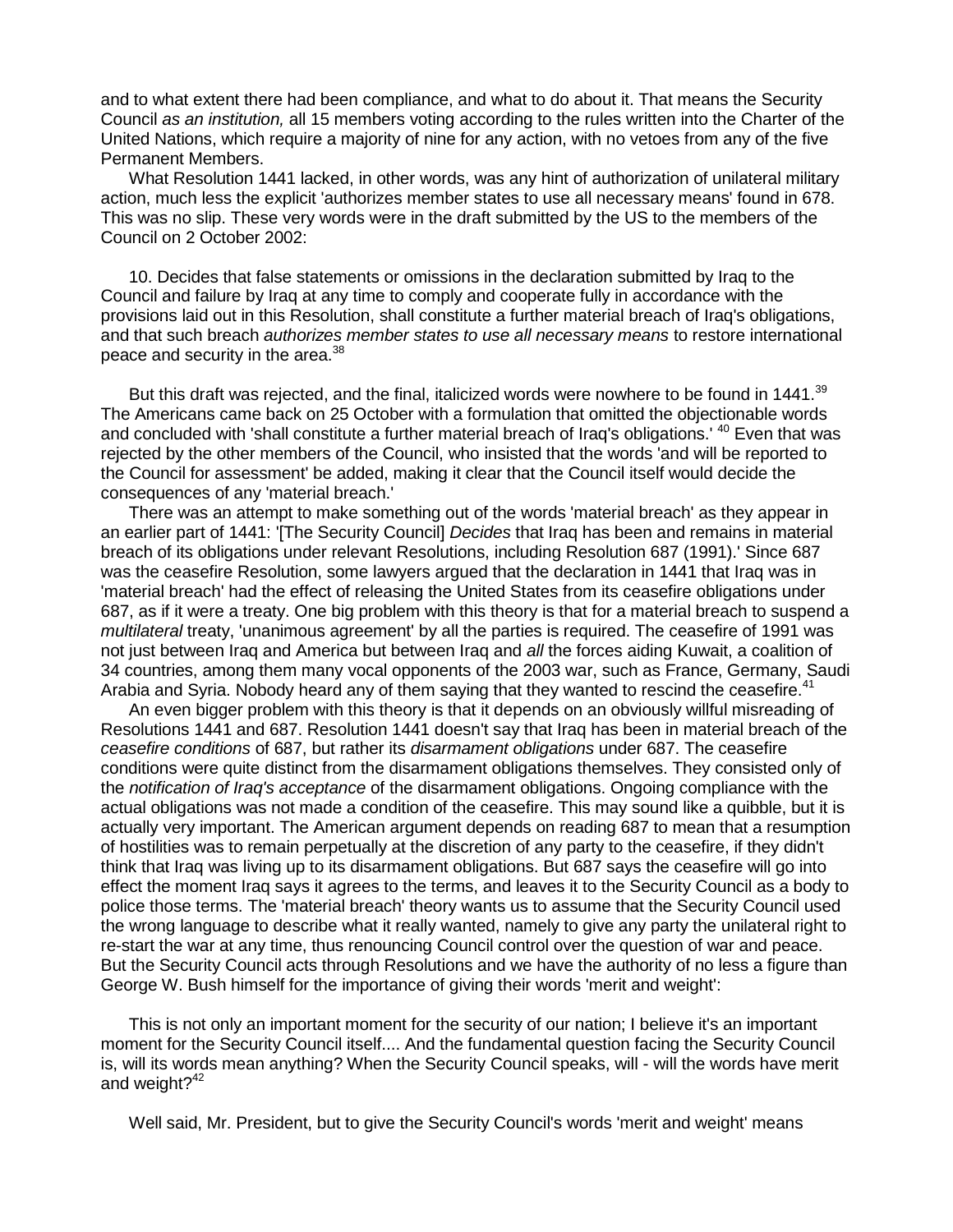and to what extent there had been compliance, and what to do about it. That means the Security Council *as an institution,* all 15 members voting according to the rules written into the Charter of the United Nations, which require a majority of nine for any action, with no vetoes from any of the five Permanent Members.

What Resolution 1441 lacked, in other words, was any hint of authorization of unilateral military action, much less the explicit 'authorizes member states to use all necessary means' found in 678. This was no slip. These very words were in the draft submitted by the US to the members of the Council on 2 October 2002:

> 10. Decides that false statements or omissions in the declaration submitted by Iraq to the Council and failure by Iraq at any time to comply and cooperate fully in accordance with the provisions laid out in this Resolution, shall constitute a further material breach of Iraq's obligations, and that such breach *authorizes member states to use all necessary means* to restore international peace and security in the area.[38]

But this draft was rejected, and the final, italicized words were nowhere to be found in 1441.[39] The Americans came back on 25 October with a formulation that omitted the objectionable words and concluded with 'shall constitute a further material breach of Iraq's obligations.' [40] Even that was rejected by the other members of the Council, who insisted that the words 'and will be reported to the Council for assessment' be added, making it clear that the Council itself would decide the consequences of any 'material breach.'

There was an attempt to make something out of the words 'material breach' as they appear in an earlier part of 1441: '[The Security Council] *Decides* that Iraq has been and remains in material breach of its obligations under relevant Resolutions, including Resolution 687 (1991).' Since 687 was the ceasefire Resolution, some lawyers argued that the declaration in 1441 that Iraq was in 'material breach' had the effect of releasing the United States from its ceasefire obligations under 687, as if it were a treaty. One big problem with this theory is that for a material breach to suspend a *multilateral* treaty, 'unanimous agreement' by all the parties is required. The ceasefire of 1991 was not just between Iraq and America but between Iraq and *all* the forces aiding Kuwait, a coalition of 34 countries, among them many vocal opponents of the 2003 war, such as France, Germany, Saudi Arabia and Syria. Nobody heard any of them saying that they wanted to rescind the ceasefire.[41]

An even bigger problem with this theory is that it depends on an obviously willful misreading of Resolutions 1441 and 687. Resolution 1441 doesn't say that Iraq has been in material breach of the *ceasefire conditions* of 687, but rather its *disarmament obligations* under 687. The ceasefire conditions were quite distinct from the disarmament obligations themselves. They consisted only of the *notification of Iraq's acceptance* of the disarmament obligations. Ongoing compliance with the actual obligations was not made a condition of the ceasefire. This may sound like a quibble, but it is actually very important. The American argument depends on reading 687 to mean that a resumption of hostilities was to remain perpetually at the discretion of any party to the ceasefire, if they didn't think that Iraq was living up to its disarmament obligations. But 687 says the ceasefire will go into effect the moment Iraq says it agrees to the terms, and leaves it to the Security Council as a body to police those terms. The 'material breach' theory wants us to assume that the Security Council used the wrong language to describe what it really wanted, namely to give any party the unilateral right to re-start the war at any time, thus renouncing Council control over the question of war and peace. But the Security Council acts through Resolutions and we have the authority of no less a figure than George W. Bush himself for the importance of giving their words 'merit and weight':

> This is not only an important moment for the security of our nation; I believe it's an important moment for the Security Council itself.... And the fundamental question facing the Security Council is, will its words mean anything? When the Security Council speaks, will - will the words have merit and weight?[42]

Well said, Mr. President, but to give the Security Council's words 'merit and weight' means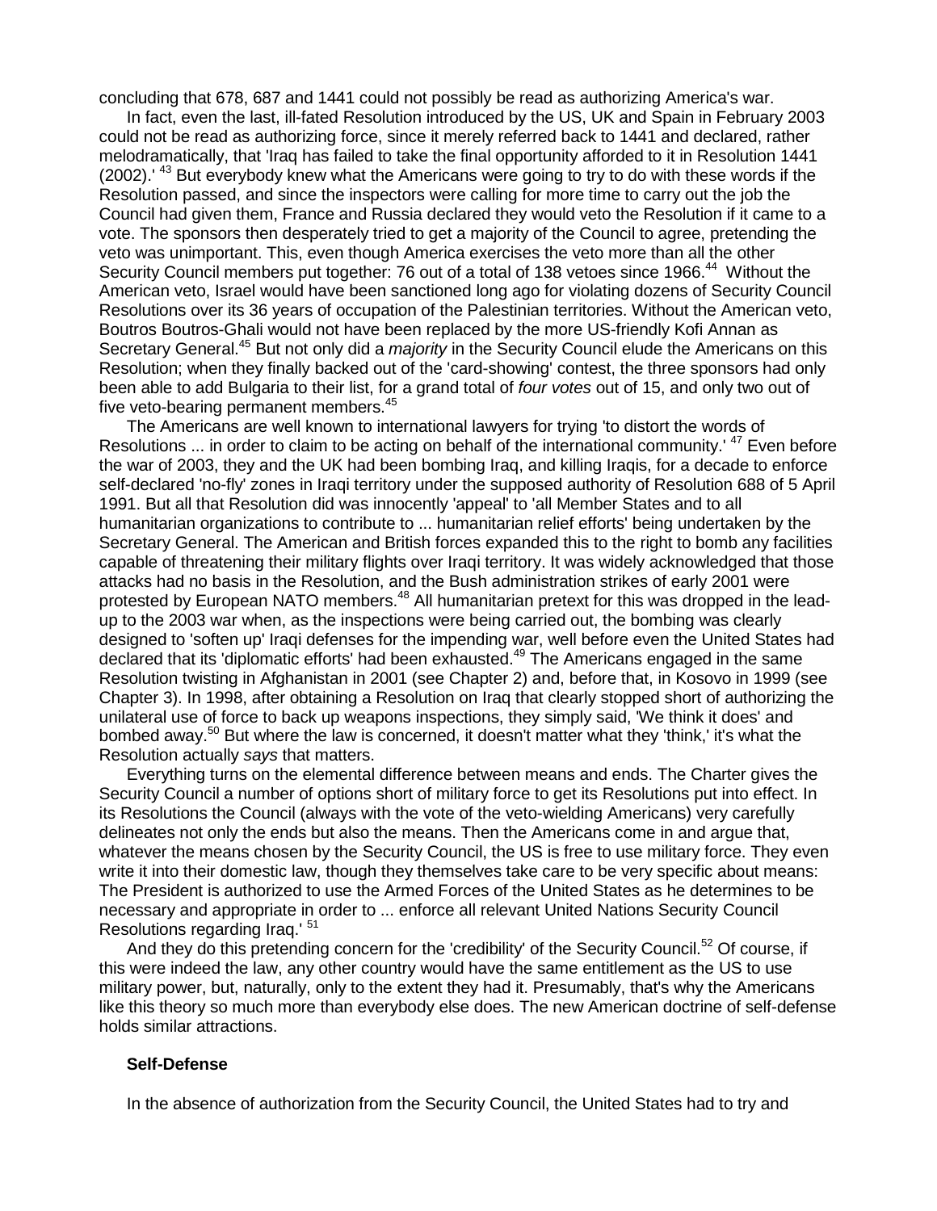concluding that 678, 687 and 1441 could not possibly be read as authorizing America's war.

In fact, even the last, ill-fated Resolution introduced by the US, UK and Spain in February 2003 could not be read as authorizing force, since it merely referred back to 1441 and declared, rather melodramatically, that 'Iraq has failed to take the final opportunity afforded to it in Resolution 1441 (2002).' [43] But everybody knew what the Americans were going to try to do with these words if the Resolution passed, and since the inspectors were calling for more time to carry out the job the Council had given them, France and Russia declared they would veto the Resolution if it came to a vote. The sponsors then desperately tried to get a majority of the Council to agree, pretending the veto was unimportant. This, even though America exercises the veto more than all the other Security Council members put together: 76 out of a total of 138 vetoes since 1966.[44] Without the American veto, Israel would have been sanctioned long ago for violating dozens of Security Council Resolutions over its 36 years of occupation of the Palestinian territories. Without the American veto, Boutros Boutros-Ghali would not have been replaced by the more US-friendly Kofi Annan as Secretary General.[45] But not only did a *majority* in the Security Council elude the Americans on this Resolution; when they finally backed out of the 'card-showing' contest, the three sponsors had only been able to add Bulgaria to their list, for a grand total of *four votes* out of 15, and only two out of five veto-bearing permanent members.[45]

The Americans are well known to international lawyers for trying 'to distort the words of Resolutions ... in order to claim to be acting on behalf of the international community.' [47] Even before the war of 2003, they and the UK had been bombing Iraq, and killing Iraqis, for a decade to enforce self-declared 'no-fly' zones in Iraqi territory under the supposed authority of Resolution 688 of 5 April 1991. But all that Resolution did was innocently 'appeal' to 'all Member States and to all humanitarian organizations to contribute to ... humanitarian relief efforts' being undertaken by the Secretary General. The American and British forces expanded this to the right to bomb any facilities capable of threatening their military flights over Iraqi territory. It was widely acknowledged that those attacks had no basis in the Resolution, and the Bush administration strikes of early 2001 were protested by European NATO members.[48] All humanitarian pretext for this was dropped in the lead-up to the 2003 war when, as the inspections were being carried out, the bombing was clearly designed to 'soften up' Iraqi defenses for the impending war, well before even the United States had declared that its 'diplomatic efforts' had been exhausted.[49] The Americans engaged in the same Resolution twisting in Afghanistan in 2001 (see Chapter 2) and, before that, in Kosovo in 1999 (see Chapter 3). In 1998, after obtaining a Resolution on Iraq that clearly stopped short of authorizing the unilateral use of force to back up weapons inspections, they simply said, 'We think it does' and bombed away.[50] But where the law is concerned, it doesn't matter what they 'think,' it's what the Resolution actually *says* that matters.

Everything turns on the elemental difference between means and ends. The Charter gives the Security Council a number of options short of military force to get its Resolutions put into effect. In its Resolutions the Council (always with the vote of the veto-wielding Americans) very carefully delineates not only the ends but also the means. Then the Americans come in and argue that, whatever the means chosen by the Security Council, the US is free to use military force. They even write it into their domestic law, though they themselves take care to be very specific about means: The President is authorized to use the Armed Forces of the United States as he determines to be necessary and appropriate in order to ... enforce all relevant United Nations Security Council Resolutions regarding Iraq.' [51]

And they do this pretending concern for the 'credibility' of the Security Council.[52] Of course, if this were indeed the law, any other country would have the same entitlement as the US to use military power, but, naturally, only to the extent they had it. Presumably, that's why the Americans like this theory so much more than everybody else does. The new American doctrine of self-defense holds similar attractions.

### Self-Defense

In the absence of authorization from the Security Council, the United States had to try and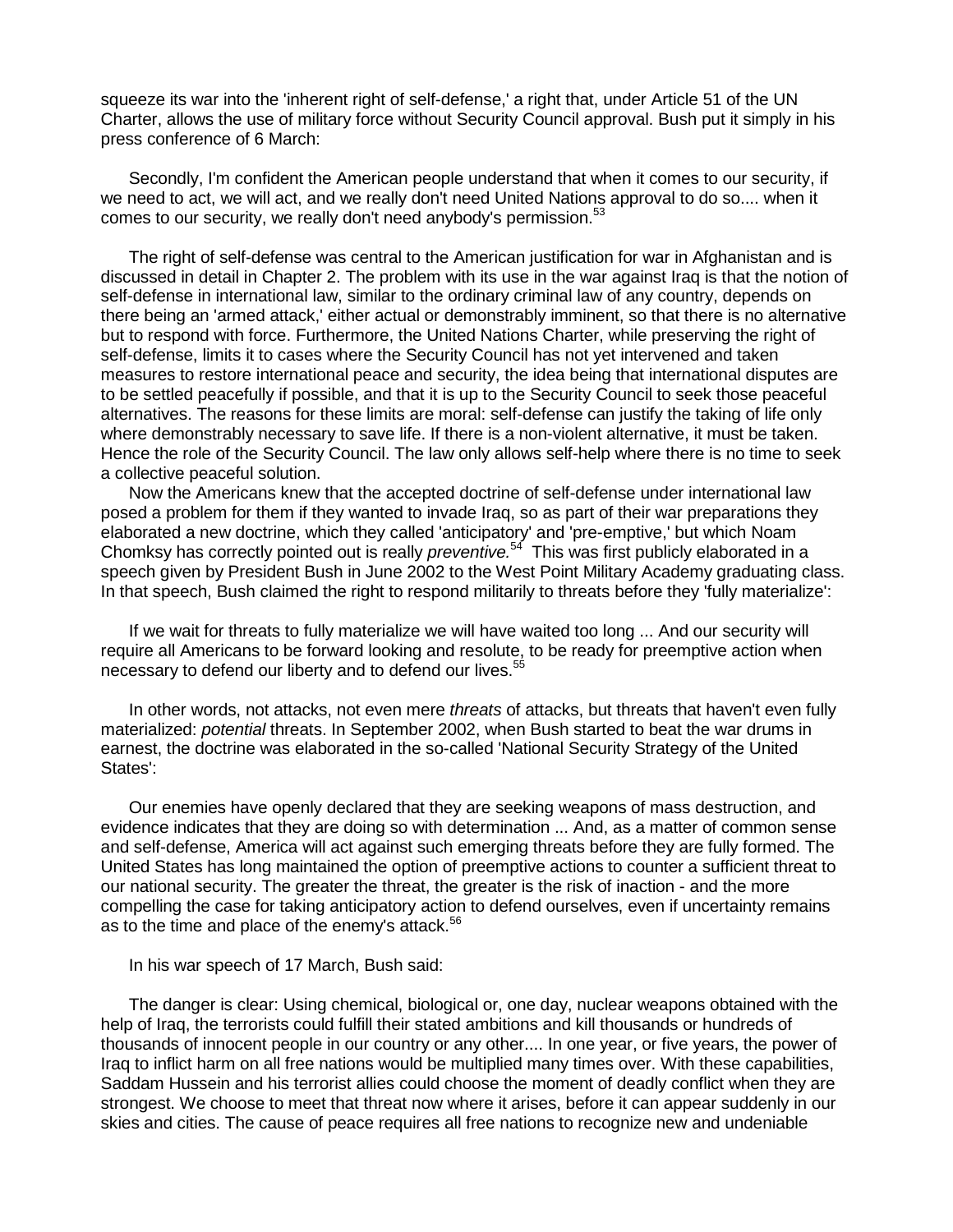squeeze its war into the 'inherent right of self-defense,' a right that, under Article 51 of the UN Charter, allows the use of military force without Security Council approval. Bush put it simply in his press conference of 6 March:

> Secondly, I'm confident the American people understand that when it comes to our security, if we need to act, we will act, and we really don't need United Nations approval to do so.... when it comes to our security, we really don't need anybody's permission.[53]

The right of self-defense was central to the American justification for war in Afghanistan and is discussed in detail in Chapter 2. The problem with its use in the war against Iraq is that the notion of self-defense in international law, similar to the ordinary criminal law of any country, depends on there being an 'armed attack,' either actual or demonstrably imminent, so that there is no alternative but to respond with force. Furthermore, the United Nations Charter, while preserving the right of self-defense, limits it to cases where the Security Council has not yet intervened and taken measures to restore international peace and security, the idea being that international disputes are to be settled peacefully if possible, and that it is up to the Security Council to seek those peaceful alternatives. The reasons for these limits are moral: self-defense can justify the taking of life only where demonstrably necessary to save life. If there is a non-violent alternative, it must be taken. Hence the role of the Security Council. The law only allows self-help where there is no time to seek a collective peaceful solution.

Now the Americans knew that the accepted doctrine of self-defense under international law posed a problem for them if they wanted to invade Iraq, so as part of their war preparations they elaborated a new doctrine, which they called 'anticipatory' and 'pre-emptive,' but which Noam Chomksy has correctly pointed out is really *preventive.*[54] This was first publicly elaborated in a speech given by President Bush in June 2002 to the West Point Military Academy graduating class. In that speech, Bush claimed the right to respond militarily to threats before they 'fully materialize':

> If we wait for threats to fully materialize we will have waited too long ... And our security will require all Americans to be forward looking and resolute, to be ready for preemptive action when necessary to defend our liberty and to defend our lives.[55]

In other words, not attacks, not even mere *threats* of attacks, but threats that haven't even fully materialized: *potential* threats. In September 2002, when Bush started to beat the war drums in earnest, the doctrine was elaborated in the so-called 'National Security Strategy of the United States':

> Our enemies have openly declared that they are seeking weapons of mass destruction, and evidence indicates that they are doing so with determination ... And, as a matter of common sense and self-defense, America will act against such emerging threats before they are fully formed. The United States has long maintained the option of preemptive actions to counter a sufficient threat to our national security. The greater the threat, the greater is the risk of inaction - and the more compelling the case for taking anticipatory action to defend ourselves, even if uncertainty remains as to the time and place of the enemy's attack.[56]

In his war speech of 17 March, Bush said:

> The danger is clear: Using chemical, biological or, one day, nuclear weapons obtained with the help of Iraq, the terrorists could fulfill their stated ambitions and kill thousands or hundreds of thousands of innocent people in our country or any other.... In one year, or five years, the power of Iraq to inflict harm on all free nations would be multiplied many times over. With these capabilities, Saddam Hussein and his terrorist allies could choose the moment of deadly conflict when they are strongest. We choose to meet that threat now where it arises, before it can appear suddenly in our skies and cities. The cause of peace requires all free nations to recognize new and undeniable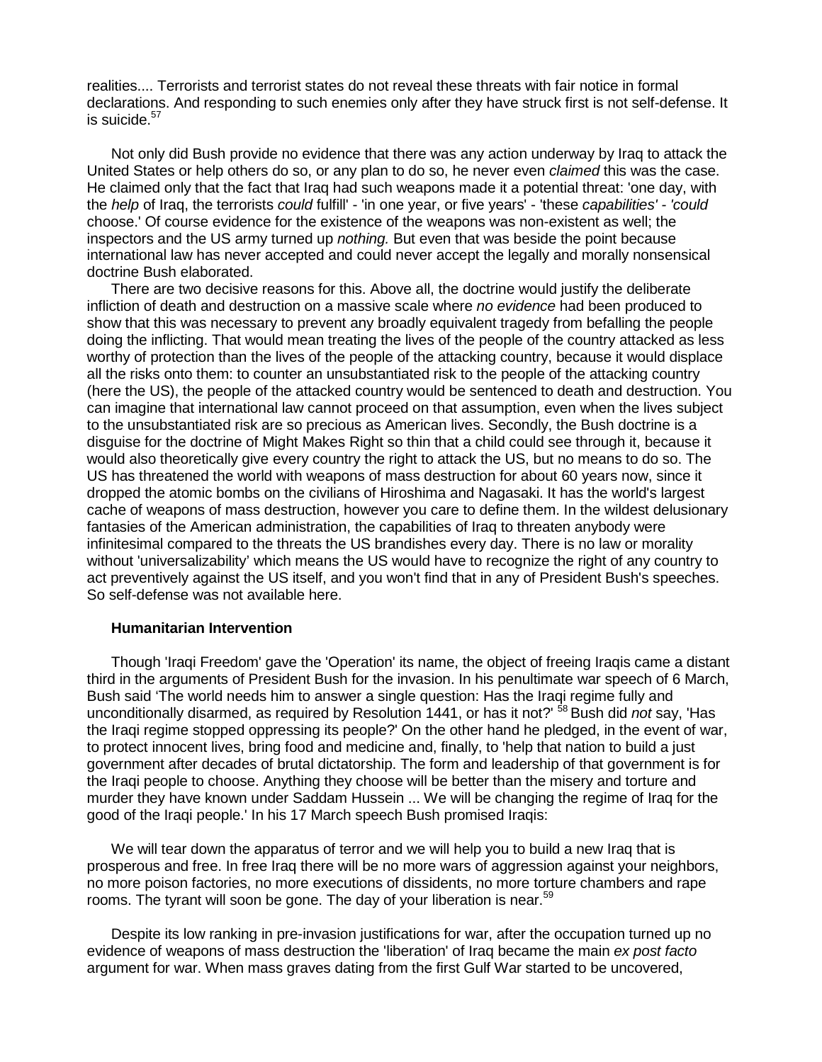realities.... Terrorists and terrorist states do not reveal these threats with fair notice in formal declarations. And responding to such enemies only after they have struck first is not self-defense. It is suicide.[57]

Not only did Bush provide no evidence that there was any action underway by Iraq to attack the United States or help others do so, or any plan to do so, he never even *claimed* this was the case. He claimed only that the fact that Iraq had such weapons made it a potential threat: 'one day, with the *help* of Iraq, the terrorists *could* fulfill' - 'in one year, or five years' - 'these *capabilities'* - *'could* choose.' Of course evidence for the existence of the weapons was non-existent as well; the inspectors and the US army turned up *nothing.* But even that was beside the point because international law has never accepted and could never accept the legally and morally nonsensical doctrine Bush elaborated.

There are two decisive reasons for this. Above all, the doctrine would justify the deliberate infliction of death and destruction on a massive scale where *no evidence* had been produced to show that this was necessary to prevent any broadly equivalent tragedy from befalling the people doing the inflicting. That would mean treating the lives of the people of the country attacked as less worthy of protection than the lives of the people of the attacking country, because it would displace all the risks onto them: to counter an unsubstantiated risk to the people of the attacking country (here the US), the people of the attacked country would be sentenced to death and destruction. You can imagine that international law cannot proceed on that assumption, even when the lives subject to the unsubstantiated risk are so precious as American lives. Secondly, the Bush doctrine is a disguise for the doctrine of Might Makes Right so thin that a child could see through it, because it would also theoretically give every country the right to attack the US, but no means to do so. The US has threatened the world with weapons of mass destruction for about 60 years now, since it dropped the atomic bombs on the civilians of Hiroshima and Nagasaki. It has the world's largest cache of weapons of mass destruction, however you care to define them. In the wildest delusionary fantasies of the American administration, the capabilities of Iraq to threaten anybody were infinitesimal compared to the threats the US brandishes every day. There is no law or morality without 'universalizability' which means the US would have to recognize the right of any country to act preventively against the US itself, and you won't find that in any of President Bush's speeches. So self-defense was not available here.

**Humanitarian Intervention**

Though 'Iraqi Freedom' gave the 'Operation' its name, the object of freeing Iraqis came a distant third in the arguments of President Bush for the invasion. In his penultimate war speech of 6 March, Bush said 'The world needs him to answer a single question: Has the Iraqi regime fully and unconditionally disarmed, as required by Resolution 1441, or has it not?' [58] Bush did *not* say, 'Has the Iraqi regime stopped oppressing its people?' On the other hand he pledged, in the event of war, to protect innocent lives, bring food and medicine and, finally, to 'help that nation to build a just government after decades of brutal dictatorship. The form and leadership of that government is for the Iraqi people to choose. Anything they choose will be better than the misery and torture and murder they have known under Saddam Hussein ... We will be changing the regime of Iraq for the good of the Iraqi people.' In his 17 March speech Bush promised Iraqis:

> We will tear down the apparatus of terror and we will help you to build a new Iraq that is prosperous and free. In free Iraq there will be no more wars of aggression against your neighbors, no more poison factories, no more executions of dissidents, no more torture chambers and rape rooms. The tyrant will soon be gone. The day of your liberation is near.[59]

Despite its low ranking in pre-invasion justifications for war, after the occupation turned up no evidence of weapons of mass destruction the 'liberation' of Iraq became the main *ex post facto* argument for war. When mass graves dating from the first Gulf War started to be uncovered,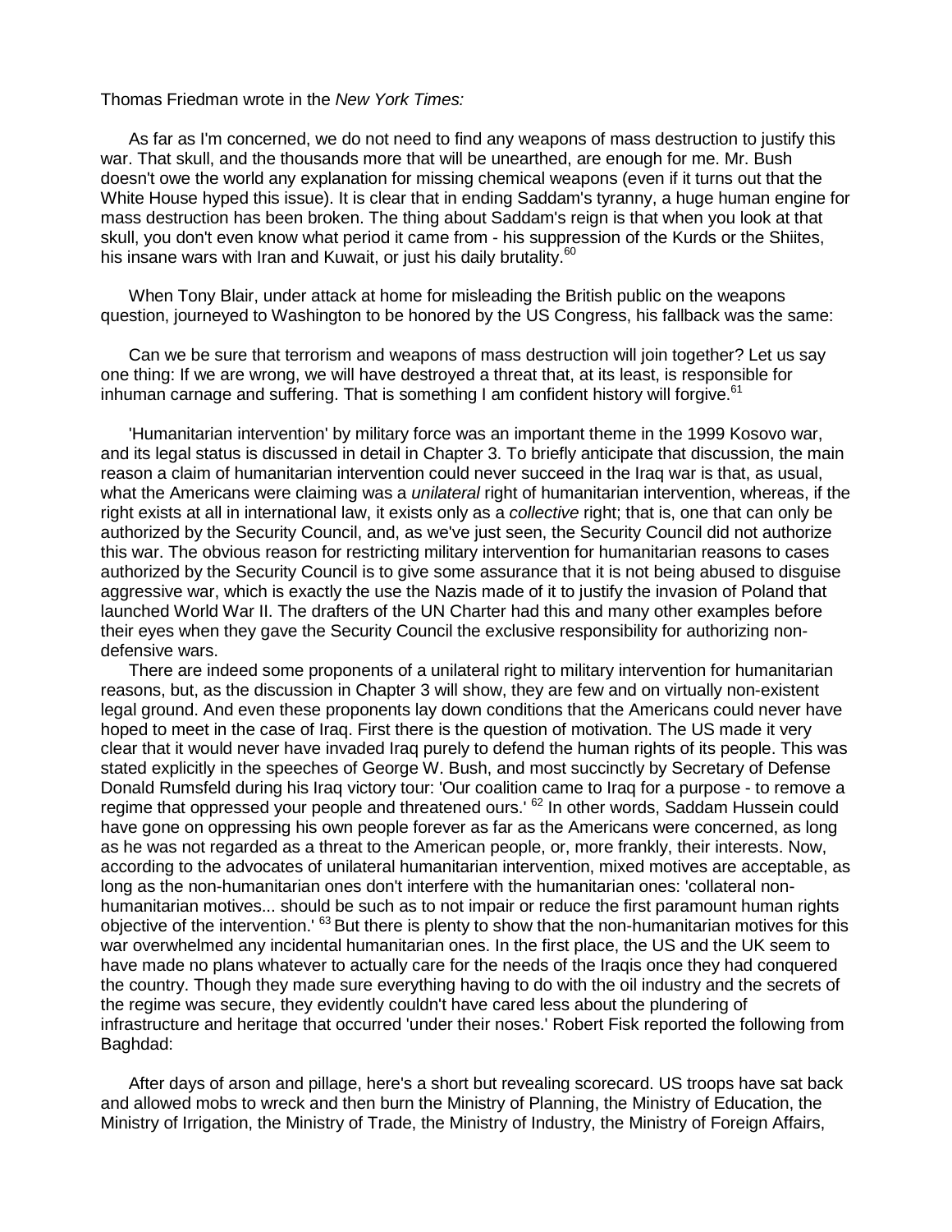Thomas Friedman wrote in the *New York Times:*

> As far as I'm concerned, we do not need to find any weapons of mass destruction to justify this war. That skull, and the thousands more that will be unearthed, are enough for me. Mr. Bush doesn't owe the world any explanation for missing chemical weapons (even if it turns out that the White House hyped this issue). It is clear that in ending Saddam's tyranny, a huge human engine for mass destruction has been broken. The thing about Saddam's reign is that when you look at that skull, you don't even know what period it came from - his suppression of the Kurds or the Shiites, his insane wars with Iran and Kuwait, or just his daily brutality.[60]

When Tony Blair, under attack at home for misleading the British public on the weapons question, journeyed to Washington to be honored by the US Congress, his fallback was the same:

> Can we be sure that terrorism and weapons of mass destruction will join together? Let us say one thing: If we are wrong, we will have destroyed a threat that, at its least, is responsible for inhuman carnage and suffering. That is something I am confident history will forgive.[61]

'Humanitarian intervention' by military force was an important theme in the 1999 Kosovo war, and its legal status is discussed in detail in Chapter 3. To briefly anticipate that discussion, the main reason a claim of humanitarian intervention could never succeed in the Iraq war is that, as usual, what the Americans were claiming was a *unilateral* right of humanitarian intervention, whereas, if the right exists at all in international law, it exists only as a *collective* right; that is, one that can only be authorized by the Security Council, and, as we've just seen, the Security Council did not authorize this war. The obvious reason for restricting military intervention for humanitarian reasons to cases authorized by the Security Council is to give some assurance that it is not being abused to disguise aggressive war, which is exactly the use the Nazis made of it to justify the invasion of Poland that launched World War II. The drafters of the UN Charter had this and many other examples before their eyes when they gave the Security Council the exclusive responsibility for authorizing non-defensive wars.

There are indeed some proponents of a unilateral right to military intervention for humanitarian reasons, but, as the discussion in Chapter 3 will show, they are few and on virtually non-existent legal ground. And even these proponents lay down conditions that the Americans could never have hoped to meet in the case of Iraq. First there is the question of motivation. The US made it very clear that it would never have invaded Iraq purely to defend the human rights of its people. This was stated explicitly in the speeches of George W. Bush, and most succinctly by Secretary of Defense Donald Rumsfeld during his Iraq victory tour: 'Our coalition came to Iraq for a purpose - to remove a regime that oppressed your people and threatened ours.' [62] In other words, Saddam Hussein could have gone on oppressing his own people forever as far as the Americans were concerned, as long as he was not regarded as a threat to the American people, or, more frankly, their interests. Now, according to the advocates of unilateral humanitarian intervention, mixed motives are acceptable, as long as the non-humanitarian ones don't interfere with the humanitarian ones: 'collateral non-humanitarian motives... should be such as to not impair or reduce the first paramount human rights objective of the intervention.' [63] But there is plenty to show that the non-humanitarian motives for this war overwhelmed any incidental humanitarian ones. In the first place, the US and the UK seem to have made no plans whatever to actually care for the needs of the Iraqis once they had conquered the country. Though they made sure everything having to do with the oil industry and the secrets of the regime was secure, they evidently couldn't have cared less about the plundering of infrastructure and heritage that occurred 'under their noses.' Robert Fisk reported the following from Baghdad:

> After days of arson and pillage, here's a short but revealing scorecard. US troops have sat back and allowed mobs to wreck and then burn the Ministry of Planning, the Ministry of Education, the Ministry of Irrigation, the Ministry of Trade, the Ministry of Industry, the Ministry of Foreign Affairs,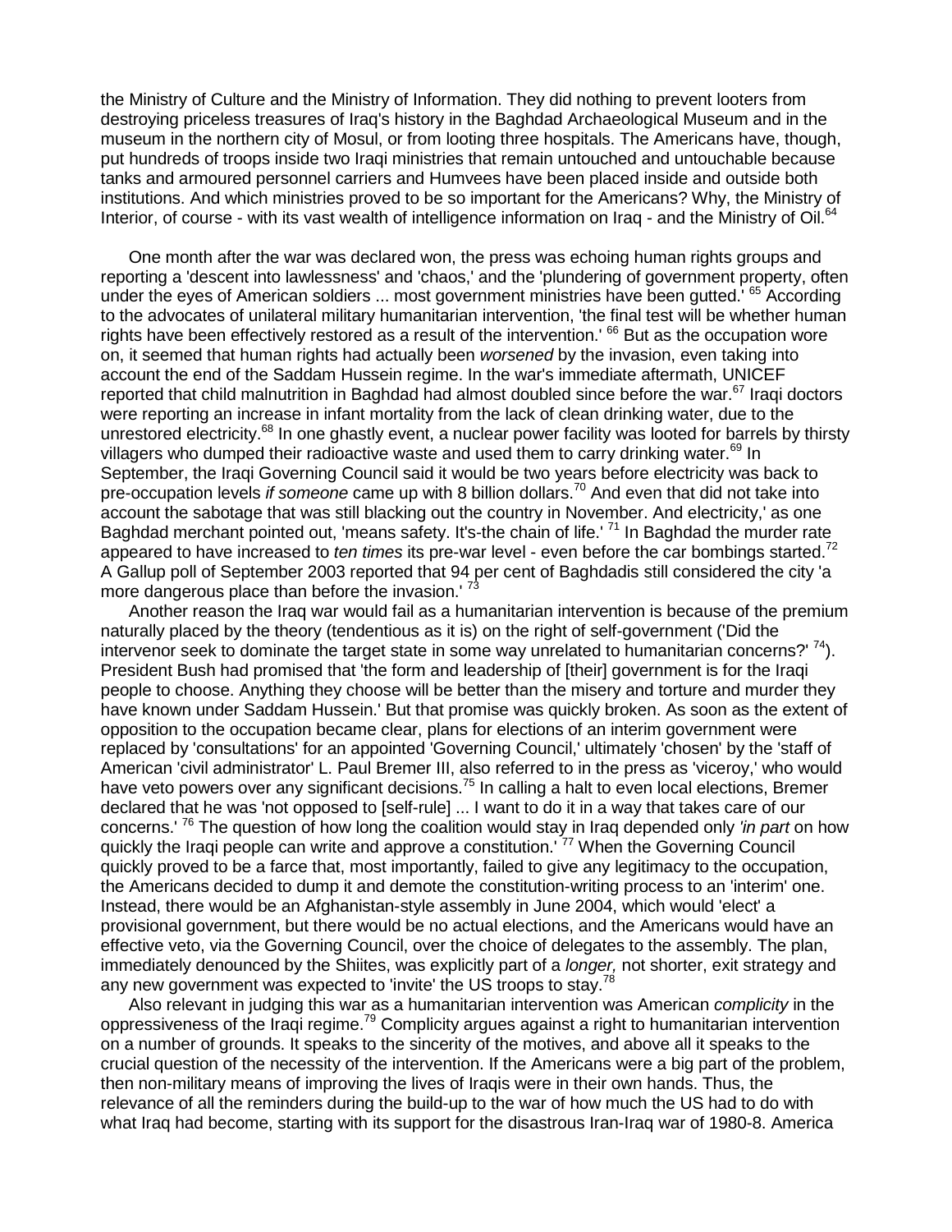the Ministry of Culture and the Ministry of Information. They did nothing to prevent looters from destroying priceless treasures of Iraq's history in the Baghdad Archaeological Museum and in the museum in the northern city of Mosul, or from looting three hospitals. The Americans have, though, put hundreds of troops inside two Iraqi ministries that remain untouched and untouchable because tanks and armoured personnel carriers and Humvees have been placed inside and outside both institutions. And which ministries proved to be so important for the Americans? Why, the Ministry of Interior, of course - with its vast wealth of intelligence information on Iraq - and the Ministry of Oil.[64]

One month after the war was declared won, the press was echoing human rights groups and reporting a 'descent into lawlessness' and 'chaos,' and the 'plundering of government property, often under the eyes of American soldiers ... most government ministries have been gutted.'[65] According to the advocates of unilateral military humanitarian intervention, 'the final test will be whether human rights have been effectively restored as a result of the intervention.'[66] But as the occupation wore on, it seemed that human rights had actually been *worsened* by the invasion, even taking into account the end of the Saddam Hussein regime. In the war's immediate aftermath, UNICEF reported that child malnutrition in Baghdad had almost doubled since before the war.[67] Iraqi doctors were reporting an increase in infant mortality from the lack of clean drinking water, due to the unrestored electricity.[68] In one ghastly event, a nuclear power facility was looted for barrels by thirsty villagers who dumped their radioactive waste and used them to carry drinking water.[69] In September, the Iraqi Governing Council said it would be two years before electricity was back to pre-occupation levels *if someone* came up with 8 billion dollars.[70] And even that did not take into account the sabotage that was still blacking out the country in November. And electricity,' as one Baghdad merchant pointed out, 'means safety. It's-the chain of life.'[71] In Baghdad the murder rate appeared to have increased to *ten times* its pre-war level - even before the car bombings started.[72] A Gallup poll of September 2003 reported that 94 per cent of Baghdadis still considered the city 'a more dangerous place than before the invasion.'[73]

Another reason the Iraq war would fail as a humanitarian intervention is because of the premium naturally placed by the theory (tendentious as it is) on the right of self-government ('Did the intervenor seek to dominate the target state in some way unrelated to humanitarian concerns?'[74]). President Bush had promised that 'the form and leadership of [their] government is for the Iraqi people to choose. Anything they choose will be better than the misery and torture and murder they have known under Saddam Hussein.' But that promise was quickly broken. As soon as the extent of opposition to the occupation became clear, plans for elections of an interim government were replaced by 'consultations' for an appointed 'Governing Council,' ultimately 'chosen' by the 'staff of American 'civil administrator' L. Paul Bremer III, also referred to in the press as 'viceroy,' who would have veto powers over any significant decisions.[75] In calling a halt to even local elections, Bremer declared that he was 'not opposed to [self-rule] ... I want to do it in a way that takes care of our concerns.'[76] The question of how long the coalition would stay in Iraq depended only *'in part* on how quickly the Iraqi people can write and approve a constitution.'[77] When the Governing Council quickly proved to be a farce that, most importantly, failed to give any legitimacy to the occupation, the Americans decided to dump it and demote the constitution-writing process to an 'interim' one. Instead, there would be an Afghanistan-style assembly in June 2004, which would 'elect' a provisional government, but there would be no actual elections, and the Americans would have an effective veto, via the Governing Council, over the choice of delegates to the assembly. The plan, immediately denounced by the Shiites, was explicitly part of a *longer,* not shorter, exit strategy and any new government was expected to 'invite' the US troops to stay.[78]

Also relevant in judging this war as a humanitarian intervention was American *complicity* in the oppressiveness of the Iraqi regime.[79] Complicity argues against a right to humanitarian intervention on a number of grounds. It speaks to the sincerity of the motives, and above all it speaks to the crucial question of the necessity of the intervention. If the Americans were a big part of the problem, then non-military means of improving the lives of Iraqis were in their own hands. Thus, the relevance of all the reminders during the build-up to the war of how much the US had to do with what Iraq had become, starting with its support for the disastrous Iran-Iraq war of 1980-8. America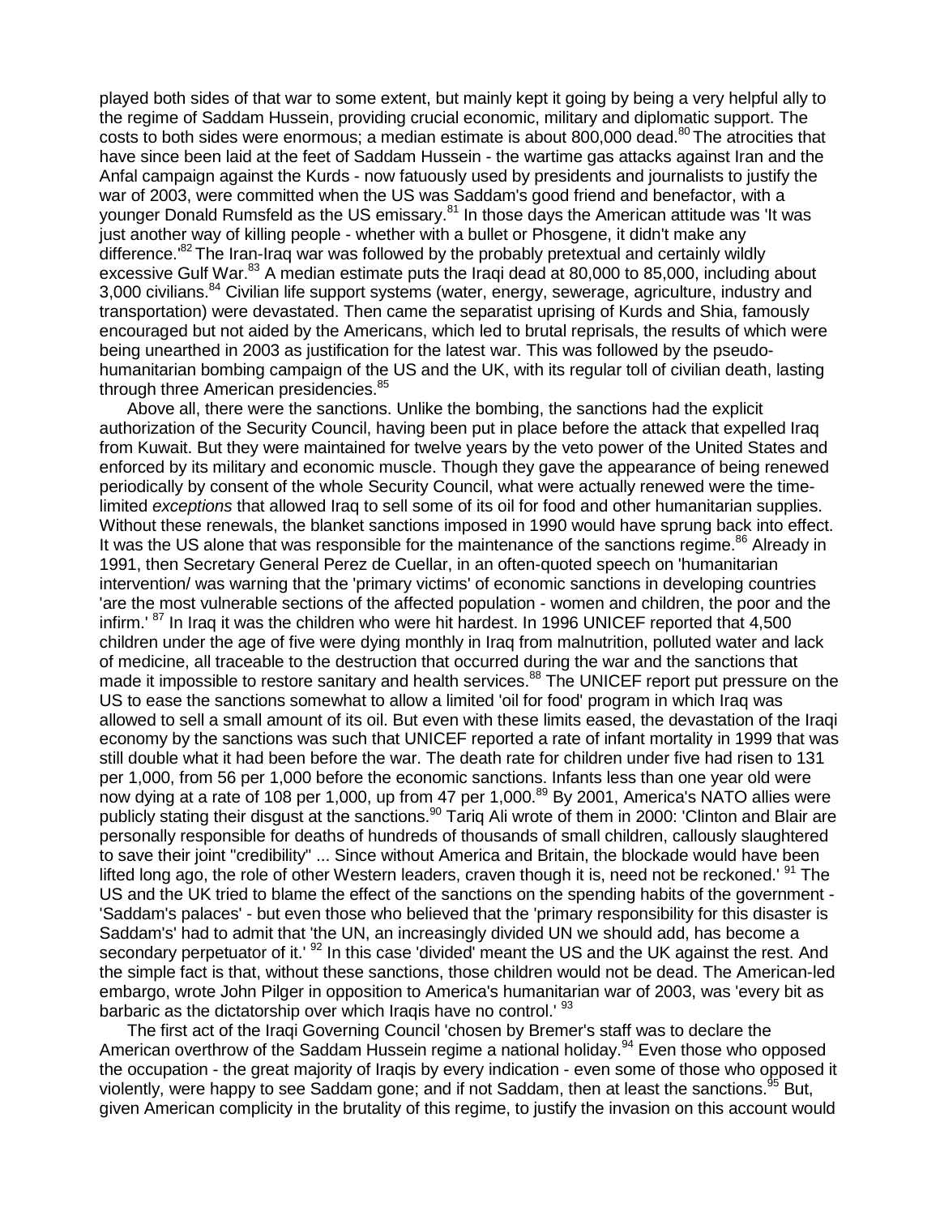played both sides of that war to some extent, but mainly kept it going by being a very helpful ally to the regime of Saddam Hussein, providing crucial economic, military and diplomatic support. The costs to both sides were enormous; a median estimate is about 800,000 dead.[80] The atrocities that have since been laid at the feet of Saddam Hussein - the wartime gas attacks against Iran and the Anfal campaign against the Kurds - now fatuously used by presidents and journalists to justify the war of 2003, were committed when the US was Saddam's good friend and benefactor, with a younger Donald Rumsfeld as the US emissary.[81] In those days the American attitude was 'It was just another way of killing people - whether with a bullet or Phosgene, it didn't make any difference.'[82] The Iran-Iraq war was followed by the probably pretextual and certainly wildly excessive Gulf War.[83] A median estimate puts the Iraqi dead at 80,000 to 85,000, including about 3,000 civilians.[84] Civilian life support systems (water, energy, sewerage, agriculture, industry and transportation) were devastated. Then came the separatist uprising of Kurds and Shia, famously encouraged but not aided by the Americans, which led to brutal reprisals, the results of which were being unearthed in 2003 as justification for the latest war. This was followed by the pseudo-humanitarian bombing campaign of the US and the UK, with its regular toll of civilian death, lasting through three American presidencies.[85]

Above all, there were the sanctions. Unlike the bombing, the sanctions had the explicit authorization of the Security Council, having been put in place before the attack that expelled Iraq from Kuwait. But they were maintained for twelve years by the veto power of the United States and enforced by its military and economic muscle. Though they gave the appearance of being renewed periodically by consent of the whole Security Council, what were actually renewed were the time-limited *exceptions* that allowed Iraq to sell some of its oil for food and other humanitarian supplies. Without these renewals, the blanket sanctions imposed in 1990 would have sprung back into effect. It was the US alone that was responsible for the maintenance of the sanctions regime.[86] Already in 1991, then Secretary General Perez de Cuellar, in an often-quoted speech on 'humanitarian intervention/ was warning that the 'primary victims' of economic sanctions in developing countries 'are the most vulnerable sections of the affected population - women and children, the poor and the infirm.' [87] In Iraq it was the children who were hit hardest. In 1996 UNICEF reported that 4,500 children under the age of five were dying monthly in Iraq from malnutrition, polluted water and lack of medicine, all traceable to the destruction that occurred during the war and the sanctions that made it impossible to restore sanitary and health services.[88] The UNICEF report put pressure on the US to ease the sanctions somewhat to allow a limited 'oil for food' program in which Iraq was allowed to sell a small amount of its oil. But even with these limits eased, the devastation of the Iraqi economy by the sanctions was such that UNICEF reported a rate of infant mortality in 1999 that was still double what it had been before the war. The death rate for children under five had risen to 131 per 1,000, from 56 per 1,000 before the economic sanctions. Infants less than one year old were now dying at a rate of 108 per 1,000, up from 47 per 1,000.[89] By 2001, America's NATO allies were publicly stating their disgust at the sanctions.[90] Tariq Ali wrote of them in 2000: 'Clinton and Blair are personally responsible for deaths of hundreds of thousands of small children, callously slaughtered to save their joint "credibility" ... Since without America and Britain, the blockade would have been lifted long ago, the role of other Western leaders, craven though it is, need not be reckoned.' [91] The US and the UK tried to blame the effect of the sanctions on the spending habits of the government - 'Saddam's palaces' - but even those who believed that the 'primary responsibility for this disaster is Saddam's' had to admit that 'the UN, an increasingly divided UN we should add, has become a secondary perpetuator of it.' [92] In this case 'divided' meant the US and the UK against the rest. And the simple fact is that, without these sanctions, those children would not be dead. The American-led embargo, wrote John Pilger in opposition to America's humanitarian war of 2003, was 'every bit as barbaric as the dictatorship over which Iraqis have no control.' [93]

The first act of the Iraqi Governing Council 'chosen by Bremer's staff was to declare the American overthrow of the Saddam Hussein regime a national holiday.[94] Even those who opposed the occupation - the great majority of Iraqis by every indication - even some of those who opposed it violently, were happy to see Saddam gone; and if not Saddam, then at least the sanctions.[95] But, given American complicity in the brutality of this regime, to justify the invasion on this account would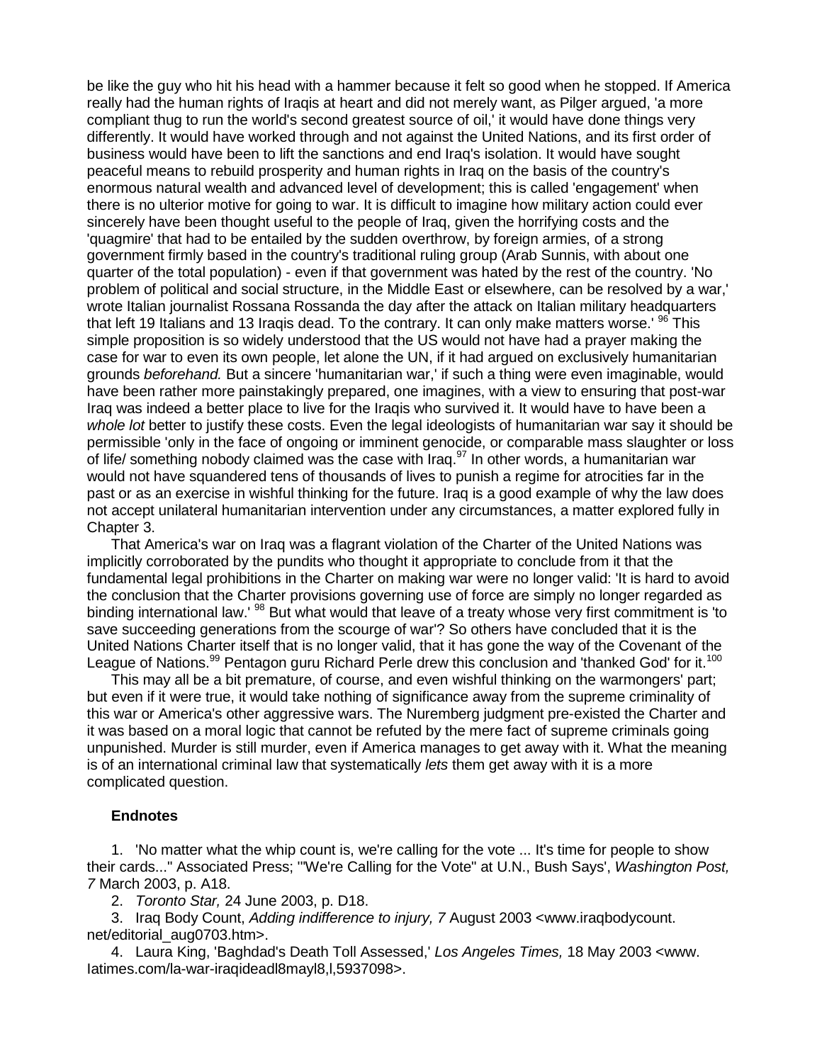be like the guy who hit his head with a hammer because it felt so good when he stopped. If America really had the human rights of Iraqis at heart and did not merely want, as Pilger argued, 'a more compliant thug to run the world's second greatest source of oil,' it would have done things very differently. It would have worked through and not against the United Nations, and its first order of business would have been to lift the sanctions and end Iraq's isolation. It would have sought peaceful means to rebuild prosperity and human rights in Iraq on the basis of the country's enormous natural wealth and advanced level of development; this is called 'engagement' when there is no ulterior motive for going to war. It is difficult to imagine how military action could ever sincerely have been thought useful to the people of Iraq, given the horrifying costs and the 'quagmire' that had to be entailed by the sudden overthrow, by foreign armies, of a strong government firmly based in the country's traditional ruling group (Arab Sunnis, with about one quarter of the total population) - even if that government was hated by the rest of the country. 'No problem of political and social structure, in the Middle East or elsewhere, can be resolved by a war,' wrote Italian journalist Rossana Rossanda the day after the attack on Italian military headquarters that left 19 Italians and 13 Iraqis dead. To the contrary. It can only make matters worse.' [96] This simple proposition is so widely understood that the US would not have had a prayer making the case for war to even its own people, let alone the UN, if it had argued on exclusively humanitarian grounds *beforehand.* But a sincere 'humanitarian war,' if such a thing were even imaginable, would have been rather more painstakingly prepared, one imagines, with a view to ensuring that post-war Iraq was indeed a better place to live for the Iraqis who survived it. It would have to have been a *whole lot* better to justify these costs. Even the legal ideologists of humanitarian war say it should be permissible 'only in the face of ongoing or imminent genocide, or comparable mass slaughter or loss of life/ something nobody claimed was the case with Iraq.[97] In other words, a humanitarian war would not have squandered tens of thousands of lives to punish a regime for atrocities far in the past or as an exercise in wishful thinking for the future. Iraq is a good example of why the law does not accept unilateral humanitarian intervention under any circumstances, a matter explored fully in Chapter 3.

That America's war on Iraq was a flagrant violation of the Charter of the United Nations was implicitly corroborated by the pundits who thought it appropriate to conclude from it that the fundamental legal prohibitions in the Charter on making war were no longer valid: 'It is hard to avoid the conclusion that the Charter provisions governing use of force are simply no longer regarded as binding international law.' [98] But what would that leave of a treaty whose very first commitment is 'to save succeeding generations from the scourge of war'? So others have concluded that it is the United Nations Charter itself that is no longer valid, that it has gone the way of the Covenant of the League of Nations.[99] Pentagon guru Richard Perle drew this conclusion and 'thanked God' for it.[100]

This may all be a bit premature, of course, and even wishful thinking on the warmongers' part; but even if it were true, it would take nothing of significance away from the supreme criminality of this war or America's other aggressive wars. The Nuremberg judgment pre-existed the Charter and it was based on a moral logic that cannot be refuted by the mere fact of supreme criminals going unpunished. Murder is still murder, even if America manages to get away with it. What the meaning is of an international criminal law that systematically *lets* them get away with it is a more complicated question.

## Endnotes

1. 'No matter what the whip count is, we're calling for the vote ... It's time for people to show their cards..." Associated Press; '"We're Calling for the Vote" at U.N., Bush Says', *Washington Post, 7* March 2003, p. A18.
2. *Toronto Star,* 24 June 2003, p. D18.
3. Iraq Body Count, *Adding indifference to injury, 7* August 2003 <www.iraqbodycount. net/editorial_aug0703.htm>.
4. Laura King, 'Baghdad's Death Toll Assessed,' *Los Angeles Times,* 18 May 2003 <www. Iatimes.com/la-war-iraqideadl8mayl8,l,5937098>.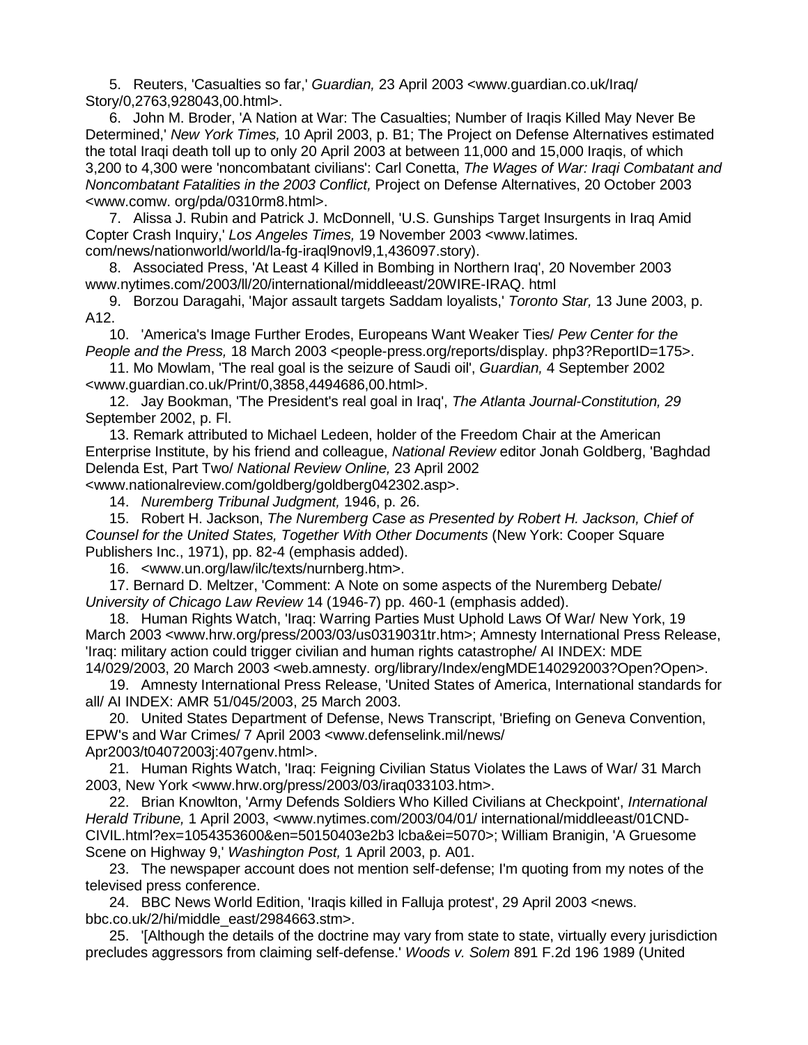5. Reuters, 'Casualties so far,' *Guardian,* 23 April 2003 <www.guardian.co.uk/Iraq/ Story/0,2763,928043,00.html>.

6. John M. Broder, 'A Nation at War: The Casualties; Number of Iraqis Killed May Never Be Determined,' *New York Times,* 10 April 2003, p. B1; The Project on Defense Alternatives estimated the total Iraqi death toll up to only 20 April 2003 at between 11,000 and 15,000 Iraqis, of which 3,200 to 4,300 were 'noncombatant civilians': Carl Conetta, *The Wages of War: Iraqi Combatant and Noncombatant Fatalities in the 2003 Conflict,* Project on Defense Alternatives, 20 October 2003 <www.comw. org/pda/0310rm8.html>.

7. Alissa J. Rubin and Patrick J. McDonnell, 'U.S. Gunships Target Insurgents in Iraq Amid Copter Crash Inquiry,' *Los Angeles Times,* 19 November 2003 <www.latimes. com/news/nationworld/world/la-fg-iraql9novl9,1,436097.story).

8. Associated Press, 'At Least 4 Killed in Bombing in Northern Iraq', 20 November 2003 www.nytimes.com/2003/ll/20/international/middleeast/20WIRE-IRAQ. html

9. Borzou Daragahi, 'Major assault targets Saddam loyalists,' *Toronto Star,* 13 June 2003, p. A12.

10. 'America's Image Further Erodes, Europeans Want Weaker Ties/ *Pew Center for the People and the Press,* 18 March 2003 <people-press.org/reports/display. php3?ReportID=175>.

11. Mo Mowlam, 'The real goal is the seizure of Saudi oil', *Guardian,* 4 September 2002 <www.guardian.co.uk/Print/0,3858,4494686,00.html>.

12. Jay Bookman, 'The President's real goal in Iraq', *The Atlanta Journal-Constitution, 29* September 2002, p. Fl.

13. Remark attributed to Michael Ledeen, holder of the Freedom Chair at the American Enterprise Institute, by his friend and colleague, *National Review* editor Jonah Goldberg, 'Baghdad Delenda Est, Part Two/ *National Review Online,* 23 April 2002 <www.nationalreview.com/goldberg/goldberg042302.asp>.

14. *Nuremberg Tribunal Judgment,* 1946, p. 26.

15. Robert H. Jackson, *The Nuremberg Case as Presented by Robert H. Jackson, Chief of Counsel for the United States, Together With Other Documents* (New York: Cooper Square Publishers Inc., 1971), pp. 82-4 (emphasis added).

16. <www.un.org/law/ilc/texts/nurnberg.htm>.

17. Bernard D. Meltzer, 'Comment: A Note on some aspects of the Nuremberg Debate/ *University of Chicago Law Review* 14 (1946-7) pp. 460-1 (emphasis added).

18. Human Rights Watch, 'Iraq: Warring Parties Must Uphold Laws Of War/ New York, 19 March 2003 <www.hrw.org/press/2003/03/us0319031tr.htm>; Amnesty International Press Release, 'Iraq: military action could trigger civilian and human rights catastrophe/ AI INDEX: MDE 14/029/2003, 20 March 2003 <web.amnesty. org/library/Index/engMDE140292003?Open?Open>.

19. Amnesty International Press Release, 'United States of America, International standards for all/ AI INDEX: AMR 51/045/2003, 25 March 2003.

20. United States Department of Defense, News Transcript, 'Briefing on Geneva Convention, EPW's and War Crimes/ 7 April 2003 <www.defenselink.mil/news/ Apr2003/t04072003j:407genv.html>.

21. Human Rights Watch, 'Iraq: Feigning Civilian Status Violates the Laws of War/ 31 March 2003, New York <www.hrw.org/press/2003/03/iraq033103.htm>.

22. Brian Knowlton, 'Army Defends Soldiers Who Killed Civilians at Checkpoint', *International Herald Tribune,* 1 April 2003, <www.nytimes.com/2003/04/01/ international/middleeast/01CND-CIVIL.html?ex=1054353600&en=50150403e2b3 lcba&ei=5070>; William Branigin, 'A Gruesome Scene on Highway 9,' *Washington Post,* 1 April 2003, p. A01.

23. The newspaper account does not mention self-defense; I'm quoting from my notes of the televised press conference.

24. BBC News World Edition, 'Iraqis killed in Falluja protest', 29 April 2003 <news. bbc.co.uk/2/hi/middle_east/2984663.stm>.

25. '[Although the details of the doctrine may vary from state to state, virtually every jurisdiction precludes aggressors from claiming self-defense.' *Woods v. Solem* 891 F.2d 196 1989 (United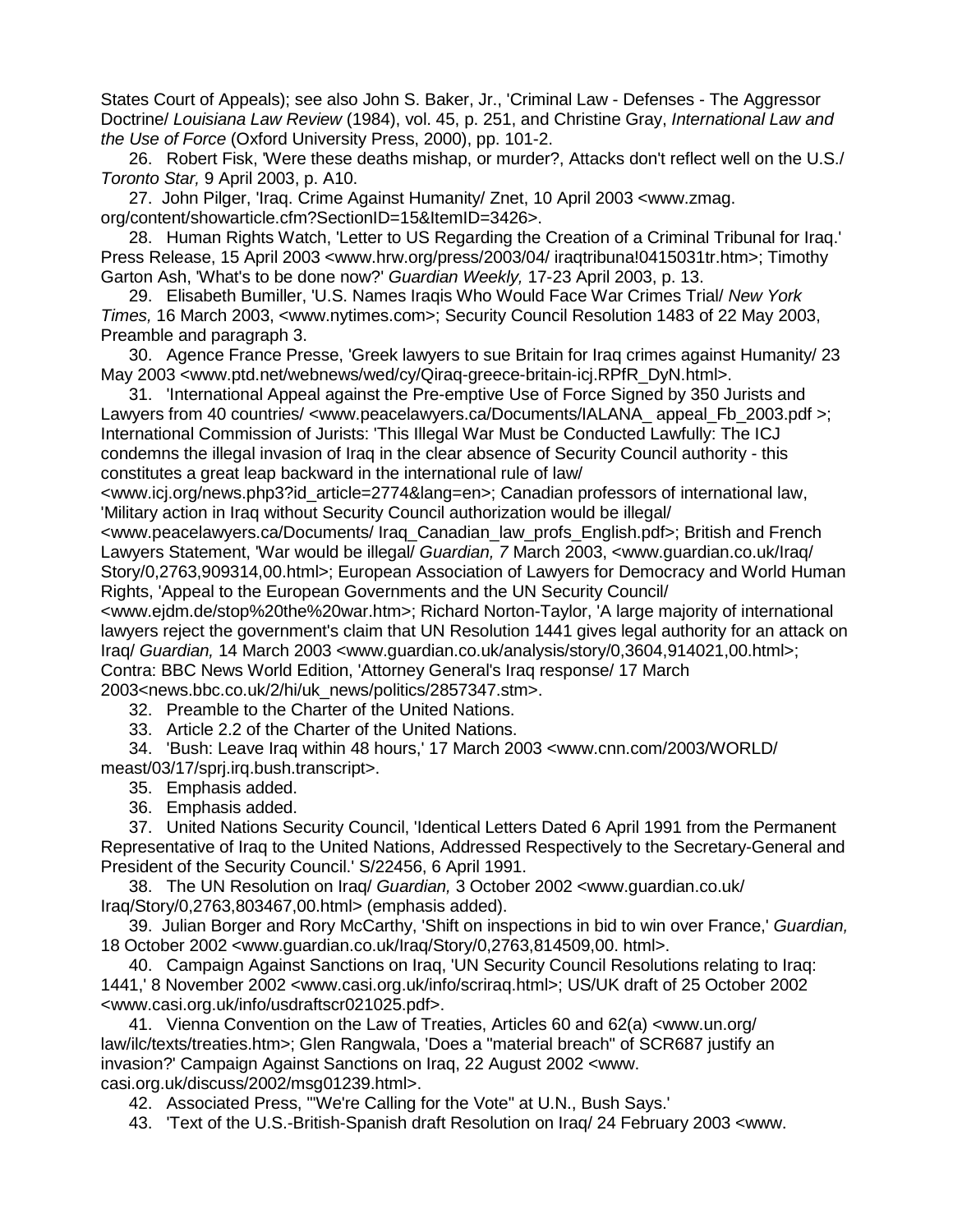States Court of Appeals); see also John S. Baker, Jr., 'Criminal Law - Defenses - The Aggressor Doctrine/ *Louisiana Law Review* (1984), vol. 45, p. 251, and Christine Gray, *International Law and the Use of Force* (Oxford University Press, 2000), pp. 101-2.

26. Robert Fisk, 'Were these deaths mishap, or murder?, Attacks don't reflect well on the U.S./ *Toronto Star,* 9 April 2003, p. A10.

27. John Pilger, 'Iraq. Crime Against Humanity/ Znet, 10 April 2003 <www.zmag.org/content/showarticle.cfm?SectionID=15&ItemID=3426>.

28. Human Rights Watch, 'Letter to US Regarding the Creation of a Criminal Tribunal for Iraq.' Press Release, 15 April 2003 <www.hrw.org/press/2003/04/ iraqtribuna!0415031tr.htm>; Timothy Garton Ash, 'What's to be done now?' *Guardian Weekly,* 17-23 April 2003, p. 13.

29. Elisabeth Bumiller, 'U.S. Names Iraqis Who Would Face War Crimes Trial/ *New York Times,* 16 March 2003, <www.nytimes.com>; Security Council Resolution 1483 of 22 May 2003, Preamble and paragraph 3.

30. Agence France Presse, 'Greek lawyers to sue Britain for Iraq crimes against Humanity/ 23 May 2003 <www.ptd.net/webnews/wed/cy/Qiraq-greece-britain-icj.RPfR_DyN.html>.

31. 'International Appeal against the Pre-emptive Use of Force Signed by 350 Jurists and Lawyers from 40 countries/ <www.peacelawyers.ca/Documents/IALANA_ appeal_Fb_2003.pdf >; International Commission of Jurists: 'This Illegal War Must be Conducted Lawfully: The ICJ condemns the illegal invasion of Iraq in the clear absence of Security Council authority - this constitutes a great leap backward in the international rule of law/ <www.icj.org/news.php3?id_article=2774&lang=en>; Canadian professors of international law, 'Military action in Iraq without Security Council authorization would be illegal/ <www.peacelawyers.ca/Documents/ Iraq_Canadian_law_profs_English.pdf>; British and French Lawyers Statement, 'War would be illegal/ *Guardian, 7* March 2003, <www.guardian.co.uk/Iraq/ Story/0,2763,909314,00.html>; European Association of Lawyers for Democracy and World Human Rights, 'Appeal to the European Governments and the UN Security Council/ <www.ejdm.de/stop%20the%20war.htm>; Richard Norton-Taylor, 'A large majority of international lawyers reject the government's claim that UN Resolution 1441 gives legal authority for an attack on Iraq/ *Guardian,* 14 March 2003 <www.guardian.co.uk/analysis/story/0,3604,914021,00.html>; Contra: BBC News World Edition, 'Attorney General's Iraq response/ 17 March 2003<news.bbc.co.uk/2/hi/uk_news/politics/2857347.stm>.

32. Preamble to the Charter of the United Nations.

33. Article 2.2 of the Charter of the United Nations.

34. 'Bush: Leave Iraq within 48 hours,' 17 March 2003 <www.cnn.com/2003/WORLD/ meast/03/17/sprj.irq.bush.transcript>.

35. Emphasis added.

36. Emphasis added.

37. United Nations Security Council, 'Identical Letters Dated 6 April 1991 from the Permanent Representative of Iraq to the United Nations, Addressed Respectively to the Secretary-General and President of the Security Council.' S/22456, 6 April 1991.

38. The UN Resolution on Iraq/ *Guardian,* 3 October 2002 <www.guardian.co.uk/ Iraq/Story/0,2763,803467,00.html> (emphasis added).

39. Julian Borger and Rory McCarthy, 'Shift on inspections in bid to win over France,' *Guardian,* 18 October 2002 <www.guardian.co.uk/Iraq/Story/0,2763,814509,00. html>.

40. Campaign Against Sanctions on Iraq, 'UN Security Council Resolutions relating to Iraq: 1441,' 8 November 2002 <www.casi.org.uk/info/scriraq.html>; US/UK draft of 25 October 2002 <www.casi.org.uk/info/usdraftscr021025.pdf>.

41. Vienna Convention on the Law of Treaties, Articles 60 and 62(a) <www.un.org/ law/ilc/texts/treaties.htm>; Glen Rangwala, 'Does a "material breach" of SCR687 justify an invasion?' Campaign Against Sanctions on Iraq, 22 August 2002 <www. casi.org.uk/discuss/2002/msg01239.html>.

42. Associated Press, '"We're Calling for the Vote" at U.N., Bush Says.'

43. 'Text of the U.S.-British-Spanish draft Resolution on Iraq/ 24 February 2003 <www.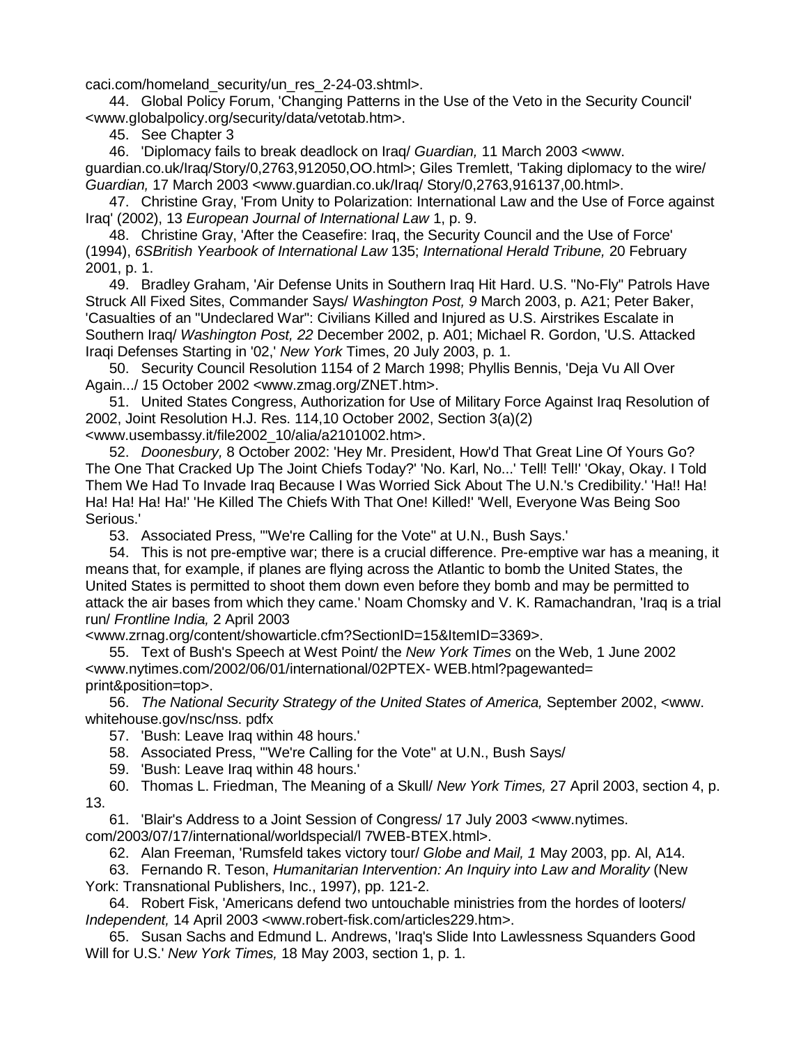caci.com/homeland_security/un_res_2-24-03.shtml>.

44. Global Policy Forum, 'Changing Patterns in the Use of the Veto in the Security Council' <www.globalpolicy.org/security/data/vetotab.htm>.

45. See Chapter 3

46. 'Diplomacy fails to break deadlock on Iraq/ *Guardian,* 11 March 2003 <www. guardian.co.uk/Iraq/Story/0,2763,912050,OO.html>; Giles Tremlett, 'Taking diplomacy to the wire/ *Guardian,* 17 March 2003 <www.guardian.co.uk/Iraq/ Story/0,2763,916137,00.html>.

47. Christine Gray, 'From Unity to Polarization: International Law and the Use of Force against Iraq' (2002), 13 *European Journal of International Law* 1, p. 9.

48. Christine Gray, 'After the Ceasefire: Iraq, the Security Council and the Use of Force' (1994), *6SBritish Yearbook of International Law* 135; *International Herald Tribune,* 20 February 2001, p. 1.

49. Bradley Graham, 'Air Defense Units in Southern Iraq Hit Hard. U.S. "No-Fly" Patrols Have Struck All Fixed Sites, Commander Says/ *Washington Post, 9* March 2003, p. A21; Peter Baker, 'Casualties of an "Undeclared War": Civilians Killed and Injured as U.S. Airstrikes Escalate in Southern Iraq/ *Washington Post, 22* December 2002, p. A01; Michael R. Gordon, 'U.S. Attacked Iraqi Defenses Starting in '02,' *New York* Times, 20 July 2003, p. 1.

50. Security Council Resolution 1154 of 2 March 1998; Phyllis Bennis, 'Deja Vu All Over Again.../ 15 October 2002 <www.zmag.org/ZNET.htm>.

51. United States Congress, Authorization for Use of Military Force Against Iraq Resolution of 2002, Joint Resolution H.J. Res. 114,10 October 2002, Section 3(a)(2) <www.usembassy.it/file2002_10/alia/a2101002.htm>.

52. *Doonesbury,* 8 October 2002: 'Hey Mr. President, How'd That Great Line Of Yours Go? The One That Cracked Up The Joint Chiefs Today?' 'No. Karl, No...' Tell! Tell!' 'Okay, Okay. I Told Them We Had To Invade Iraq Because I Was Worried Sick About The U.N.'s Credibility.' 'Ha!! Ha! Ha! Ha! Ha! Ha!' 'He Killed The Chiefs With That One! Killed!' 'Well, Everyone Was Being Soo Serious.'

53. Associated Press, '"We're Calling for the Vote" at U.N., Bush Says.'

54. This is not pre-emptive war; there is a crucial difference. Pre-emptive war has a meaning, it means that, for example, if planes are flying across the Atlantic to bomb the United States, the United States is permitted to shoot them down even before they bomb and may be permitted to attack the air bases from which they came.' Noam Chomsky and V. K. Ramachandran, 'Iraq is a trial run/ *Frontline India,* 2 April 2003 <www.zrnag.org/content/showarticle.cfm?SectionID=15&ItemID=3369>.

55. Text of Bush's Speech at West Point/ the *New York Times* on the Web, 1 June 2002 <www.nytimes.com/2002/06/01/international/02PTEX- WEB.html?pagewanted= print&position=top>.

56. *The National Security Strategy of the United States of America,* September 2002, <www. whitehouse.gov/nsc/nss. pdfx

57. 'Bush: Leave Iraq within 48 hours.'

58. Associated Press, '"We're Calling for the Vote" at U.N., Bush Says/

59. 'Bush: Leave Iraq within 48 hours.'

60. Thomas L. Friedman, The Meaning of a Skull/ *New York Times,* 27 April 2003, section 4, p. 13.

61. 'Blair's Address to a Joint Session of Congress/ 17 July 2003 <www.nytimes. com/2003/07/17/international/worldspecial/l 7WEB-BTEX.html>.

62. Alan Freeman, 'Rumsfeld takes victory tour/ *Globe and Mail, 1* May 2003, pp. Al, A14.

63. Fernando R. Teson, *Humanitarian Intervention: An Inquiry into Law and Morality* (New York: Transnational Publishers, Inc., 1997), pp. 121-2.

64. Robert Fisk, 'Americans defend two untouchable ministries from the hordes of looters/ *Independent,* 14 April 2003 <www.robert-fisk.com/articles229.htm>.

65. Susan Sachs and Edmund L. Andrews, 'Iraq's Slide Into Lawlessness Squanders Good Will for U.S.' *New York Times,* 18 May 2003, section 1, p. 1.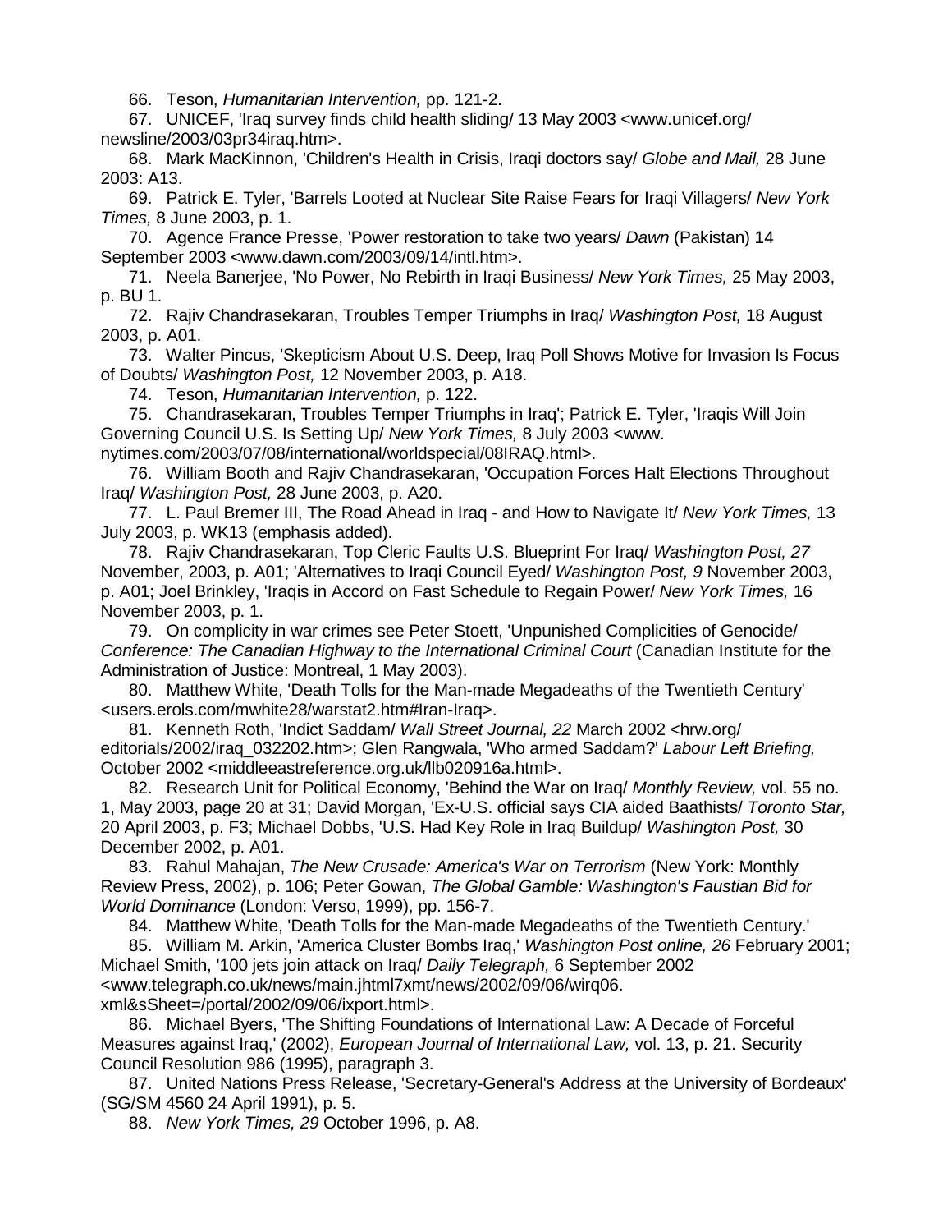66. Teson, *Humanitarian Intervention,* pp. 121-2.

67. UNICEF, 'Iraq survey finds child health sliding/ 13 May 2003 <www.unicef.org/ newsline/2003/03pr34iraq.htm>.

68. Mark MacKinnon, 'Children's Health in Crisis, Iraqi doctors say/ *Globe and Mail,* 28 June 2003: A13.

69. Patrick E. Tyler, 'Barrels Looted at Nuclear Site Raise Fears for Iraqi Villagers/ *New York Times,* 8 June 2003, p. 1.

70. Agence France Presse, 'Power restoration to take two years/ *Dawn* (Pakistan) 14 September 2003 <www.dawn.com/2003/09/14/intl.htm>.

71. Neela Banerjee, 'No Power, No Rebirth in Iraqi Business/ *New York Times,* 25 May 2003, p. BU 1.

72. Rajiv Chandrasekaran, Troubles Temper Triumphs in Iraq/ *Washington Post,* 18 August 2003, p. A01.

73. Walter Pincus, 'Skepticism About U.S. Deep, Iraq Poll Shows Motive for Invasion Is Focus of Doubts/ *Washington Post,* 12 November 2003, p. A18.

74. Teson, *Humanitarian Intervention,* p. 122.

75. Chandrasekaran, Troubles Temper Triumphs in Iraq'; Patrick E. Tyler, 'Iraqis Will Join Governing Council U.S. Is Setting Up/ *New York Times,* 8 July 2003 <www. nytimes.com/2003/07/08/international/worldspecial/08IRAQ.html>.

76. William Booth and Rajiv Chandrasekaran, 'Occupation Forces Halt Elections Throughout Iraq/ *Washington Post,* 28 June 2003, p. A20.

77. L. Paul Bremer III, The Road Ahead in Iraq - and How to Navigate It/ *New York Times,* 13 July 2003, p. WK13 (emphasis added).

78. Rajiv Chandrasekaran, Top Cleric Faults U.S. Blueprint For Iraq/ *Washington Post, 27* November, 2003, p. A01; 'Alternatives to Iraqi Council Eyed/ *Washington Post, 9* November 2003, p. A01; Joel Brinkley, 'Iraqis in Accord on Fast Schedule to Regain Power/ *New York Times,* 16 November 2003, p. 1.

79. On complicity in war crimes see Peter Stoett, 'Unpunished Complicities of Genocide/ *Conference: The Canadian Highway to the International Criminal Court* (Canadian Institute for the Administration of Justice: Montreal, 1 May 2003).

80. Matthew White, 'Death Tolls for the Man-made Megadeaths of the Twentieth Century' <users.erols.com/mwhite28/warstat2.htm#Iran-Iraq>.

81. Kenneth Roth, 'Indict Saddam/ *Wall Street Journal, 22* March 2002 <hrw.org/ editorials/2002/iraq_032202.htm>; Glen Rangwala, 'Who armed Saddam?' *Labour Left Briefing,* October 2002 <middleeastreference.org.uk/llb020916a.html>.

82. Research Unit for Political Economy, 'Behind the War on Iraq/ *Monthly Review,* vol. 55 no. 1, May 2003, page 20 at 31; David Morgan, 'Ex-U.S. official says CIA aided Baathists/ *Toronto Star,* 20 April 2003, p. F3; Michael Dobbs, 'U.S. Had Key Role in Iraq Buildup/ *Washington Post,* 30 December 2002, p. A01.

83. Rahul Mahajan, *The New Crusade: America's War on Terrorism* (New York: Monthly Review Press, 2002), p. 106; Peter Gowan, *The Global Gamble: Washington's Faustian Bid for World Dominance* (London: Verso, 1999), pp. 156-7.

84. Matthew White, 'Death Tolls for the Man-made Megadeaths of the Twentieth Century.'

85. William M. Arkin, 'America Cluster Bombs Iraq,' *Washington Post online, 26* February 2001; Michael Smith, '100 jets join attack on Iraq/ *Daily Telegraph,* 6 September 2002 <www.telegraph.co.uk/news/main.jhtml7xmt/news/2002/09/06/wirq06. xml&sSheet=/portal/2002/09/06/ixport.html>.

86. Michael Byers, 'The Shifting Foundations of International Law: A Decade of Forceful Measures against Iraq,' (2002), *European Journal of International Law,* vol. 13, p. 21. Security Council Resolution 986 (1995), paragraph 3.

87. United Nations Press Release, 'Secretary-General's Address at the University of Bordeaux' (SG/SM 4560 24 April 1991), p. 5.

88. *New York Times, 29* October 1996, p. A8.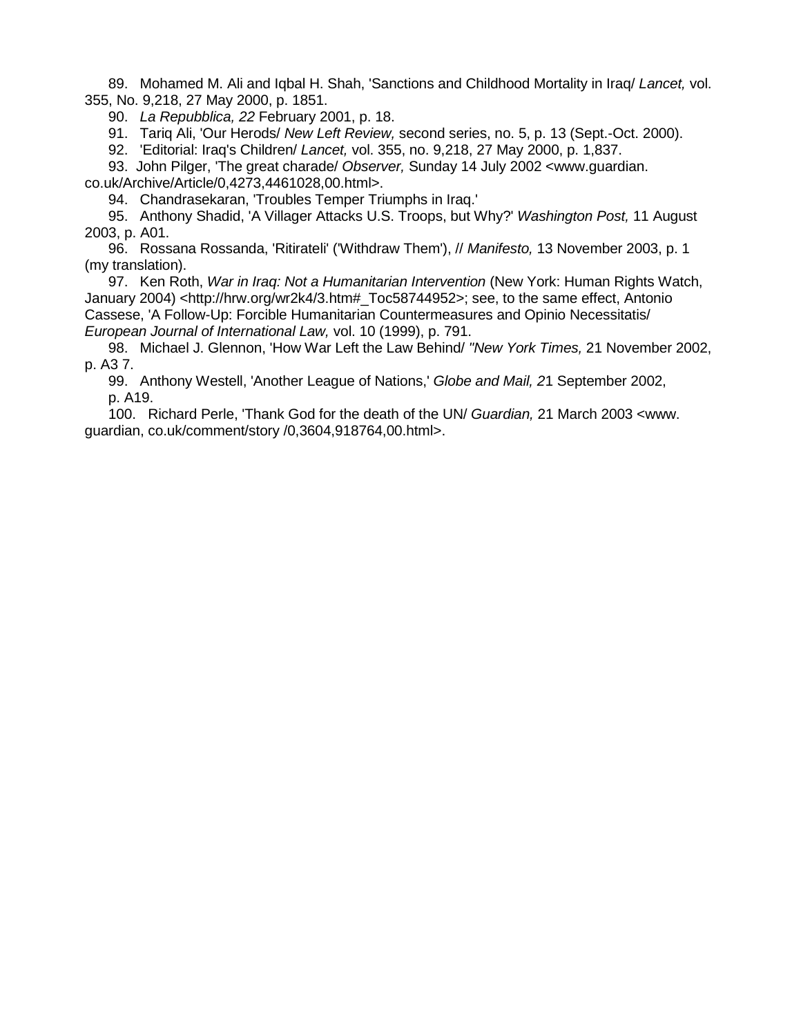89. Mohamed M. Ali and Iqbal H. Shah, 'Sanctions and Childhood Mortality in Iraq/ *Lancet,* vol. 355, No. 9,218, 27 May 2000, p. 1851.

90. *La Repubblica, 22* February 2001, p. 18.

91. Tariq Ali, 'Our Herods/ *New Left Review,* second series, no. 5, p. 13 (Sept.-Oct. 2000).

92. 'Editorial: Iraq's Children/ *Lancet,* vol. 355, no. 9,218, 27 May 2000, p. 1,837.

93. John Pilger, 'The great charade/ *Observer,* Sunday 14 July 2002 <www.guardian.co.uk/Archive/Article/0,4273,4461028,00.html>.

94. Chandrasekaran, 'Troubles Temper Triumphs in Iraq.'

95. Anthony Shadid, 'A Villager Attacks U.S. Troops, but Why?' *Washington Post,* 11 August 2003, p. A01.

96. Rossana Rossanda, 'Ritirateli' ('Withdraw Them'), // *Manifesto,* 13 November 2003, p. 1 (my translation).

97. Ken Roth, *War in Iraq: Not a Humanitarian Intervention* (New York: Human Rights Watch, January 2004) <http://hrw.org/wr2k4/3.htm#_Toc58744952>; see, to the same effect, Antonio Cassese, 'A Follow-Up: Forcible Humanitarian Countermeasures and Opinio Necessitatis/ *European Journal of International Law,* vol. 10 (1999), p. 791.

98. Michael J. Glennon, 'How War Left the Law Behind/ *"New York Times,* 21 November 2002, p. A3 7.

99. Anthony Westell, 'Another League of Nations,' *Globe and Mail, 2*1 September 2002, p. A19.

100. Richard Perle, 'Thank God for the death of the UN/ *Guardian,* 21 March 2003 <www.guardian, co.uk/comment/story /0,3604,918764,00.html>.